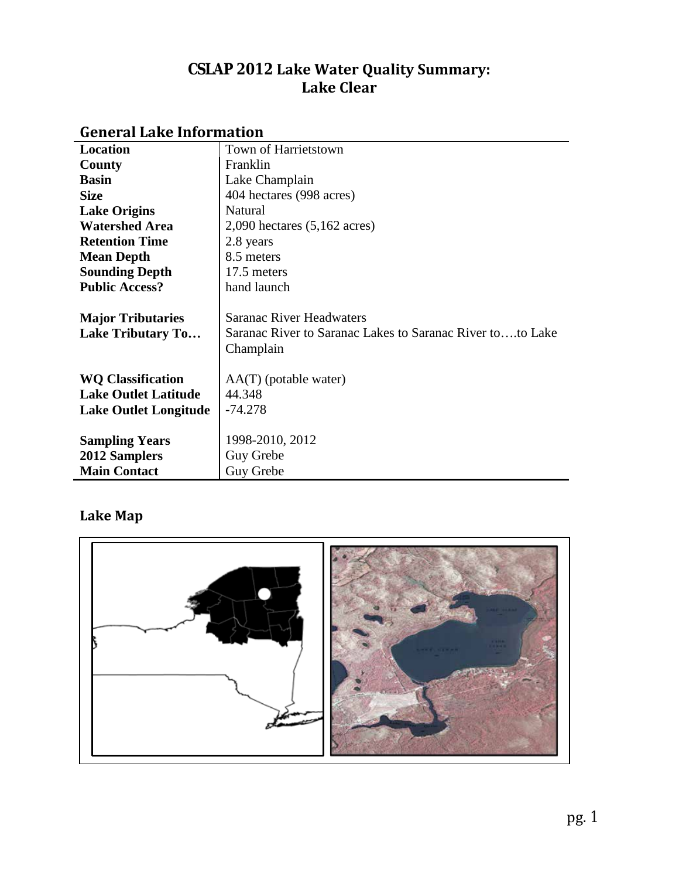# CSLAP 2012 Lake Water Quality Summary: Lake Clear

## General Lake Information

| | |
|---|---|
| **Location** | Town of Harrietstown |
| **County** | Franklin |
| **Basin** | Lake Champlain |
| **Size** | 404 hectares (998 acres) |
| **Lake Origins** | Natural |
| **Watershed Area** | 2,090 hectares (5,162 acres) |
| **Retention Time** | 2.8 years |
| **Mean Depth** | 8.5 meters |
| **Sounding Depth** | 17.5 meters |
| **Public Access?** | hand launch |
| **Major Tributaries** | Saranac River Headwaters |
| **Lake Tributary To…** | Saranac River to Saranac Lakes to Saranac River to….to Lake Champlain |
| **WQ Classification** | AA(T) (potable water) |
| **Lake Outlet Latitude** | 44.348 |
| **Lake Outlet Longitude** | -74.278 |
| **Sampling Years** | 1998-2010, 2012 |
| **2012 Samplers** | Guy Grebe |
| **Main Contact** | Guy Grebe |

## Lake Map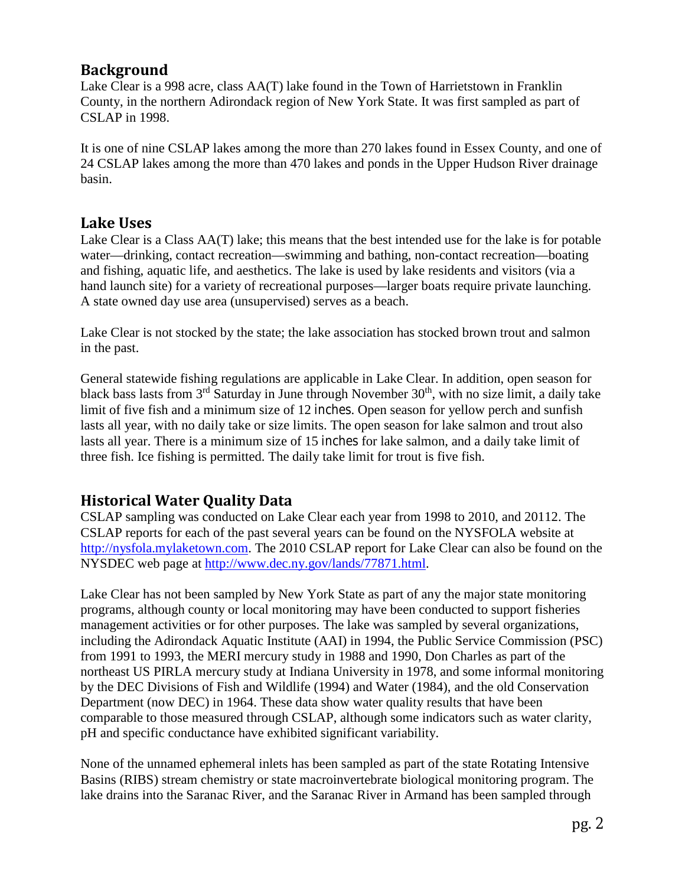## Background

Lake Clear is a 998 acre, class AA(T) lake found in the Town of Harrietstown in Franklin County, in the northern Adirondack region of New York State. It was first sampled as part of CSLAP in 1998.

It is one of nine CSLAP lakes among the more than 270 lakes found in Essex County, and one of 24 CSLAP lakes among the more than 470 lakes and ponds in the Upper Hudson River drainage basin.

## Lake Uses

Lake Clear is a Class AA(T) lake; this means that the best intended use for the lake is for potable water—drinking, contact recreation—swimming and bathing, non-contact recreation—boating and fishing, aquatic life, and aesthetics. The lake is used by lake residents and visitors (via a hand launch site) for a variety of recreational purposes—larger boats require private launching. A state owned day use area (unsupervised) serves as a beach.

Lake Clear is not stocked by the state; the lake association has stocked brown trout and salmon in the past.

General statewide fishing regulations are applicable in Lake Clear. In addition, open season for black bass lasts from 3rd Saturday in June through November 30th, with no size limit, a daily take limit of five fish and a minimum size of 12 inches. Open season for yellow perch and sunfish lasts all year, with no daily take or size limits. The open season for lake salmon and trout also lasts all year. There is a minimum size of 15 inches for lake salmon, and a daily take limit of three fish. Ice fishing is permitted. The daily take limit for trout is five fish.

## Historical Water Quality Data

CSLAP sampling was conducted on Lake Clear each year from 1998 to 2010, and 20112. The CSLAP reports for each of the past several years can be found on the NYSFOLA website at http://nysfola.mylaketown.com. The 2010 CSLAP report for Lake Clear can also be found on the NYSDEC web page at http://www.dec.ny.gov/lands/77871.html.

Lake Clear has not been sampled by New York State as part of any the major state monitoring programs, although county or local monitoring may have been conducted to support fisheries management activities or for other purposes. The lake was sampled by several organizations, including the Adirondack Aquatic Institute (AAI) in 1994, the Public Service Commission (PSC) from 1991 to 1993, the MERI mercury study in 1988 and 1990, Don Charles as part of the northeast US PIRLA mercury study at Indiana University in 1978, and some informal monitoring by the DEC Divisions of Fish and Wildlife (1994) and Water (1984), and the old Conservation Department (now DEC) in 1964. These data show water quality results that have been comparable to those measured through CSLAP, although some indicators such as water clarity, pH and specific conductance have exhibited significant variability.

None of the unnamed ephemeral inlets has been sampled as part of the state Rotating Intensive Basins (RIBS) stream chemistry or state macroinvertebrate biological monitoring program. The lake drains into the Saranac River, and the Saranac River in Armand has been sampled through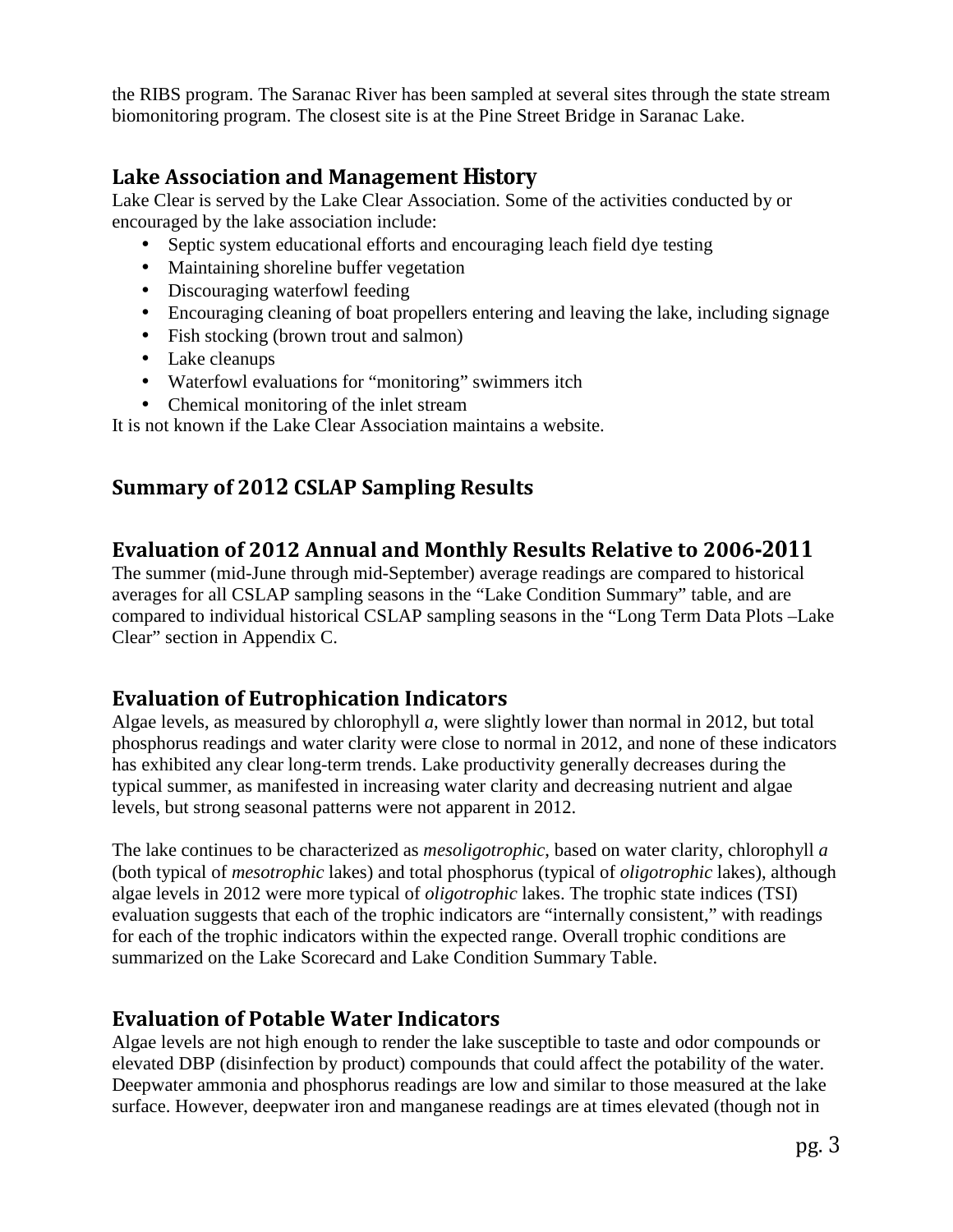the RIBS program. The Saranac River has been sampled at several sites through the state stream biomonitoring program. The closest site is at the Pine Street Bridge in Saranac Lake.

## Lake Association and Management History

Lake Clear is served by the Lake Clear Association. Some of the activities conducted by or encouraged by the lake association include:

- Septic system educational efforts and encouraging leach field dye testing
- Maintaining shoreline buffer vegetation
- Discouraging waterfowl feeding
- Encouraging cleaning of boat propellers entering and leaving the lake, including signage
- Fish stocking (brown trout and salmon)
- Lake cleanups
- Waterfowl evaluations for "monitoring" swimmers itch
- Chemical monitoring of the inlet stream

It is not known if the Lake Clear Association maintains a website.

# Summary of 2012 CSLAP Sampling Results

## Evaluation of 2012 Annual and Monthly Results Relative to 2006-2011

The summer (mid-June through mid-September) average readings are compared to historical averages for all CSLAP sampling seasons in the "Lake Condition Summary" table, and are compared to individual historical CSLAP sampling seasons in the "Long Term Data Plots –Lake Clear" section in Appendix C.

## Evaluation of Eutrophication Indicators

Algae levels, as measured by chlorophyll *a*, were slightly lower than normal in 2012, but total phosphorus readings and water clarity were close to normal in 2012, and none of these indicators has exhibited any clear long-term trends. Lake productivity generally decreases during the typical summer, as manifested in increasing water clarity and decreasing nutrient and algae levels, but strong seasonal patterns were not apparent in 2012.

The lake continues to be characterized as *mesoligotrophic*, based on water clarity, chlorophyll *a* (both typical of *mesotrophic* lakes) and total phosphorus (typical of *oligotrophic* lakes), although algae levels in 2012 were more typical of *oligotrophic* lakes. The trophic state indices (TSI) evaluation suggests that each of the trophic indicators are "internally consistent," with readings for each of the trophic indicators within the expected range. Overall trophic conditions are summarized on the Lake Scorecard and Lake Condition Summary Table.

## Evaluation of Potable Water Indicators

Algae levels are not high enough to render the lake susceptible to taste and odor compounds or elevated DBP (disinfection by product) compounds that could affect the potability of the water. Deepwater ammonia and phosphorus readings are low and similar to those measured at the lake surface. However, deepwater iron and manganese readings are at times elevated (though not in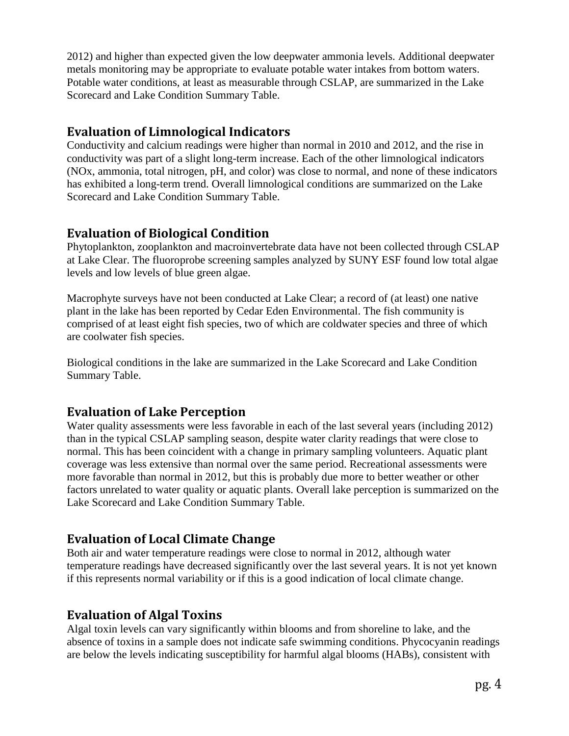2012) and higher than expected given the low deepwater ammonia levels. Additional deepwater metals monitoring may be appropriate to evaluate potable water intakes from bottom waters. Potable water conditions, at least as measurable through CSLAP, are summarized in the Lake Scorecard and Lake Condition Summary Table.

## Evaluation of Limnological Indicators

Conductivity and calcium readings were higher than normal in 2010 and 2012, and the rise in conductivity was part of a slight long-term increase. Each of the other limnological indicators (NOx, ammonia, total nitrogen, pH, and color) was close to normal, and none of these indicators has exhibited a long-term trend. Overall limnological conditions are summarized on the Lake Scorecard and Lake Condition Summary Table.

## Evaluation of Biological Condition

Phytoplankton, zooplankton and macroinvertebrate data have not been collected through CSLAP at Lake Clear. The fluoroprobe screening samples analyzed by SUNY ESF found low total algae levels and low levels of blue green algae.

Macrophyte surveys have not been conducted at Lake Clear; a record of (at least) one native plant in the lake has been reported by Cedar Eden Environmental. The fish community is comprised of at least eight fish species, two of which are coldwater species and three of which are coolwater fish species.

Biological conditions in the lake are summarized in the Lake Scorecard and Lake Condition Summary Table.

## Evaluation of Lake Perception

Water quality assessments were less favorable in each of the last several years (including 2012) than in the typical CSLAP sampling season, despite water clarity readings that were close to normal. This has been coincident with a change in primary sampling volunteers. Aquatic plant coverage was less extensive than normal over the same period. Recreational assessments were more favorable than normal in 2012, but this is probably due more to better weather or other factors unrelated to water quality or aquatic plants. Overall lake perception is summarized on the Lake Scorecard and Lake Condition Summary Table.

## Evaluation of Local Climate Change

Both air and water temperature readings were close to normal in 2012, although water temperature readings have decreased significantly over the last several years. It is not yet known if this represents normal variability or if this is a good indication of local climate change.

## Evaluation of Algal Toxins

Algal toxin levels can vary significantly within blooms and from shoreline to lake, and the absence of toxins in a sample does not indicate safe swimming conditions. Phycocyanin readings are below the levels indicating susceptibility for harmful algal blooms (HABs), consistent with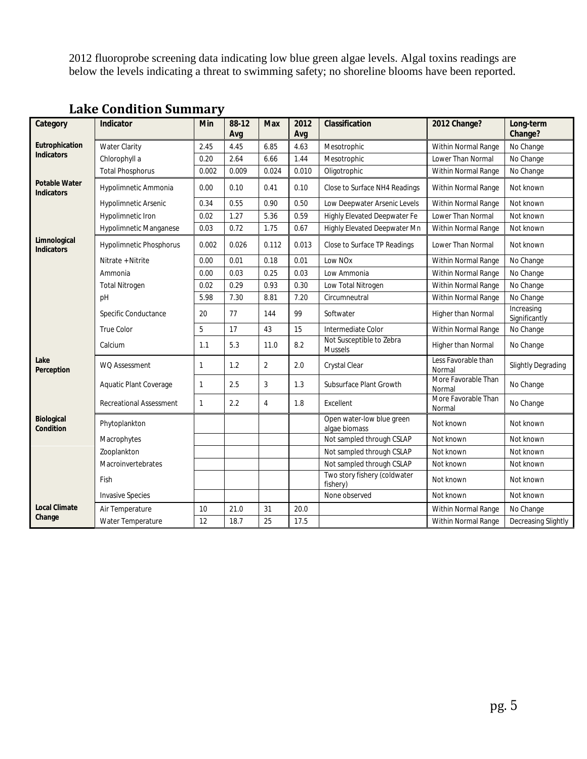2012 fluoroprobe screening data indicating low blue green algae levels. Algal toxins readings are below the levels indicating a threat to swimming safety; no shoreline blooms have been reported.

## Lake Condition Summary

| Category | Indicator | Min | 88-12 Avg | Max | 2012 Avg | Classification | 2012 Change? | Long-term Change? |
|---|---|---|---|---|---|---|---|---|
| Eutrophication Indicators | Water Clarity | 2.45 | 4.45 | 6.85 | 4.63 | Mesotrophic | Within Normal Range | No Change |
| | Chlorophyll a | 0.20 | 2.64 | 6.66 | 1.44 | Mesotrophic | Lower Than Normal | No Change |
| | Total Phosphorus | 0.002 | 0.009 | 0.024 | 0.010 | Oligotrophic | Within Normal Range | No Change |
| Potable Water Indicators | Hypolimnetic Ammonia | 0.00 | 0.10 | 0.41 | 0.10 | Close to Surface NH4 Readings | Within Normal Range | Not known |
| | Hypolimnetic Arsenic | 0.34 | 0.55 | 0.90 | 0.50 | Low Deepwater Arsenic Levels | Within Normal Range | Not known |
| | Hypolimnetic Iron | 0.02 | 1.27 | 5.36 | 0.59 | Highly Elevated Deepwater Fe | Lower Than Normal | Not known |
| | Hypolimnetic Manganese | 0.03 | 0.72 | 1.75 | 0.67 | Highly Elevated Deepwater Mn | Within Normal Range | Not known |
| Limnological Indicators | Hypolimnetic Phosphorus | 0.002 | 0.026 | 0.112 | 0.013 | Close to Surface TP Readings | Lower Than Normal | Not known |
| | Nitrate + Nitrite | 0.00 | 0.01 | 0.18 | 0.01 | Low NOx | Within Normal Range | No Change |
| | Ammonia | 0.00 | 0.03 | 0.25 | 0.03 | Low Ammonia | Within Normal Range | No Change |
| | Total Nitrogen | 0.02 | 0.29 | 0.93 | 0.30 | Low Total Nitrogen | Within Normal Range | No Change |
| | pH | 5.98 | 7.30 | 8.81 | 7.20 | Circumneutral | Within Normal Range | No Change |
| | Specific Conductance | 20 | 77 | 144 | 99 | Softwater | Higher than Normal | Increasing Significantly |
| | True Color | 5 | 17 | 43 | 15 | Intermediate Color | Within Normal Range | No Change |
| | Calcium | 1.1 | 5.3 | 11.0 | 8.2 | Not Susceptible to Zebra Mussels | Higher than Normal | No Change |
| Lake Perception | WQ Assessment | 1 | 1.2 | 2 | 2.0 | Crystal Clear | Less Favorable than Normal | Slightly Degrading |
| | Aquatic Plant Coverage | 1 | 2.5 | 3 | 1.3 | Subsurface Plant Growth | More Favorable Than Normal | No Change |
| | Recreational Assessment | 1 | 2.2 | 4 | 1.8 | Excellent | More Favorable Than Normal | No Change |
| Biological Condition | Phytoplankton | | | | | Open water-low blue green algae biomass | Not known | Not known |
| | Macrophytes | | | | | Not sampled through CSLAP | Not known | Not known |
| | Zooplankton | | | | | Not sampled through CSLAP | Not known | Not known |
| | Macroinvertebrates | | | | | Not sampled through CSLAP | Not known | Not known |
| | Fish | | | | | Two story fishery (coldwater fishery) | Not known | Not known |
| | Invasive Species | | | | | None observed | Not known | Not known |
| Local Climate Change | Air Temperature | 10 | 21.0 | 31 | 20.0 | | Within Normal Range | No Change |
| | Water Temperature | 12 | 18.7 | 25 | 17.5 | | Within Normal Range | Decreasing Slightly |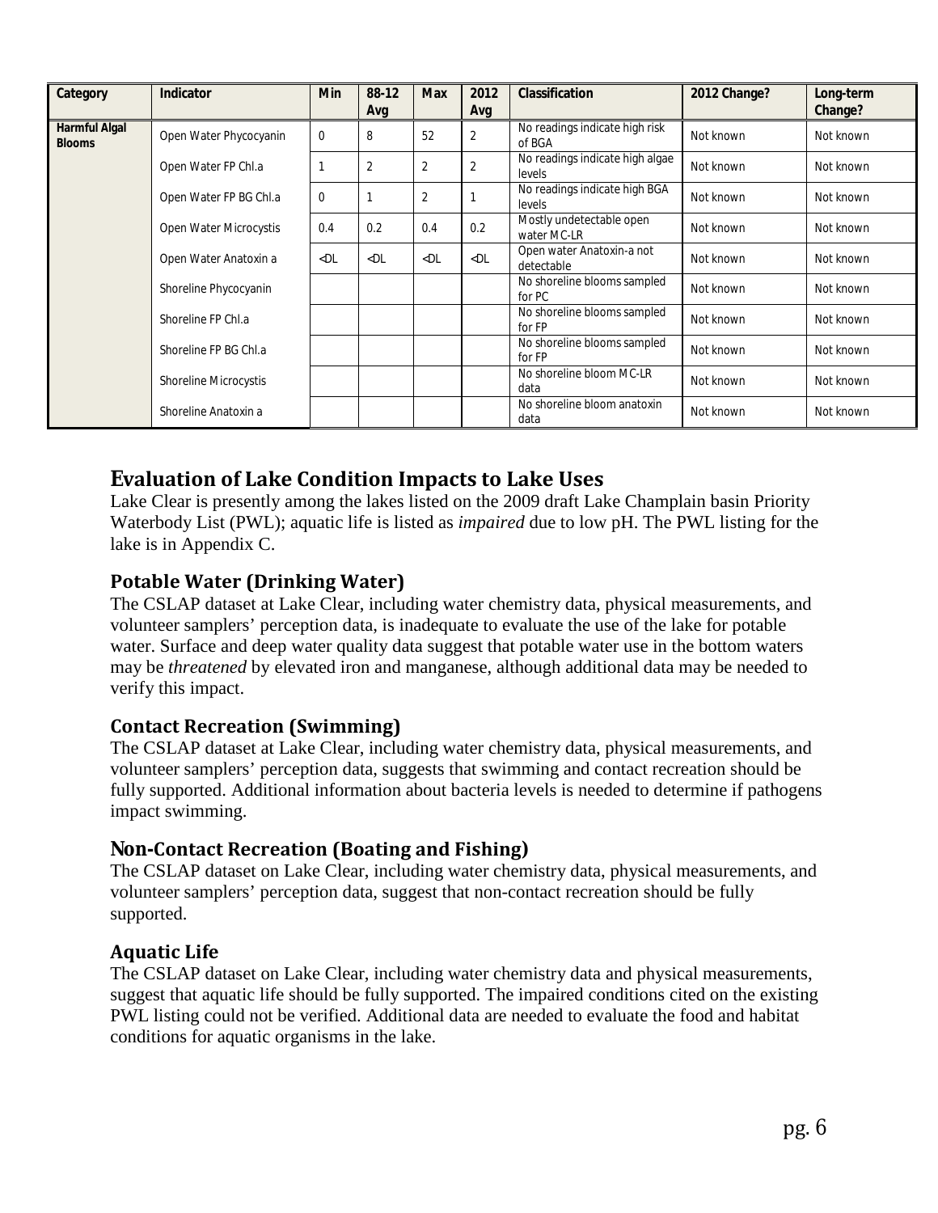| Category | Indicator | Min | 88-12 Avg | Max | 2012 Avg | Classification | 2012 Change? | Long-term Change? |
|---|---|---|---|---|---|---|---|---|
| **Harmful Algal Blooms** | Open Water Phycocyanin | 0 | 8 | 52 | 2 | No readings indicate high risk of BGA | Not known | Not known |
| | Open Water FP Chl.a | 1 | 2 | 2 | 2 | No readings indicate high algae levels | Not known | Not known |
| | Open Water FP BG Chl.a | 0 | 1 | 2 | 1 | No readings indicate high BGA levels | Not known | Not known |
| | Open Water Microcystis | 0.4 | 0.2 | 0.4 | 0.2 | Mostly undetectable open water MC-LR | Not known | Not known |
| | Open Water Anatoxin a | <DL | <DL | <DL | <DL | Open water Anatoxin-a not detectable | Not known | Not known |
| | Shoreline Phycocyanin | | | | | No shoreline blooms sampled for PC | Not known | Not known |
| | Shoreline FP Chl.a | | | | | No shoreline blooms sampled for FP | Not known | Not known |
| | Shoreline FP BG Chl.a | | | | | No shoreline blooms sampled for FP | Not known | Not known |
| | Shoreline Microcystis | | | | | No shoreline bloom MC-LR data | Not known | Not known |
| | Shoreline Anatoxin a | | | | | No shoreline bloom anatoxin data | Not known | Not known |

## Evaluation of Lake Condition Impacts to Lake Uses

Lake Clear is presently among the lakes listed on the 2009 draft Lake Champlain basin Priority Waterbody List (PWL); aquatic life is listed as *impaired* due to low pH. The PWL listing for the lake is in Appendix C.

### Potable Water (Drinking Water)

The CSLAP dataset at Lake Clear, including water chemistry data, physical measurements, and volunteer samplers' perception data, is inadequate to evaluate the use of the lake for potable water. Surface and deep water quality data suggest that potable water use in the bottom waters may be *threatened* by elevated iron and manganese, although additional data may be needed to verify this impact.

### Contact Recreation (Swimming)

The CSLAP dataset at Lake Clear, including water chemistry data, physical measurements, and volunteer samplers' perception data, suggests that swimming and contact recreation should be fully supported. Additional information about bacteria levels is needed to determine if pathogens impact swimming.

### Non-Contact Recreation (Boating and Fishing)

The CSLAP dataset on Lake Clear, including water chemistry data, physical measurements, and volunteer samplers' perception data, suggest that non-contact recreation should be fully supported.

### Aquatic Life

The CSLAP dataset on Lake Clear, including water chemistry data and physical measurements, suggest that aquatic life should be fully supported. The impaired conditions cited on the existing PWL listing could not be verified. Additional data are needed to evaluate the food and habitat conditions for aquatic organisms in the lake.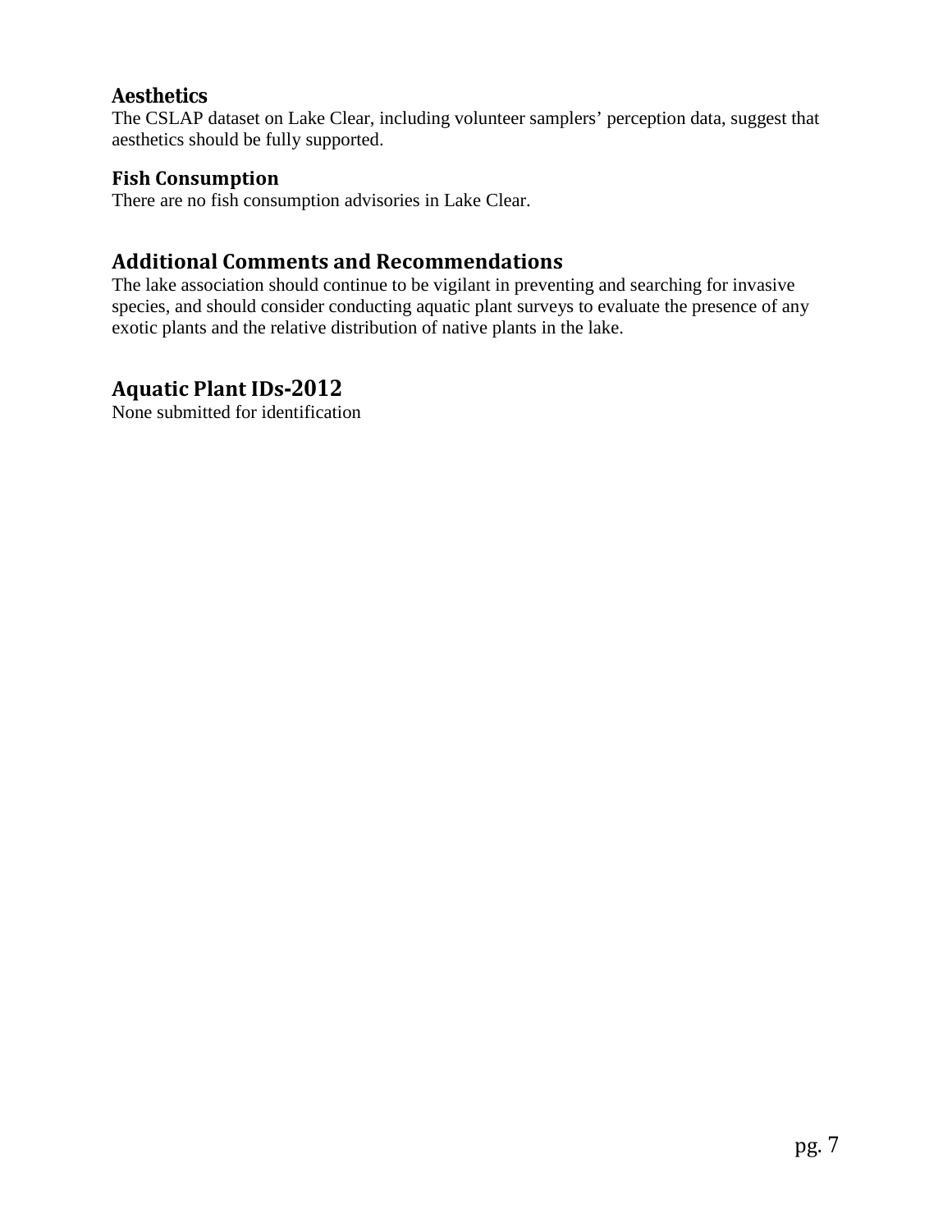### Aesthetics

The CSLAP dataset on Lake Clear, including volunteer samplers' perception data, suggest that aesthetics should be fully supported.

### Fish Consumption

There are no fish consumption advisories in Lake Clear.

## Additional Comments and Recommendations

The lake association should continue to be vigilant in preventing and searching for invasive species, and should consider conducting aquatic plant surveys to evaluate the presence of any exotic plants and the relative distribution of native plants in the lake.

## Aquatic Plant IDs-2012

None submitted for identification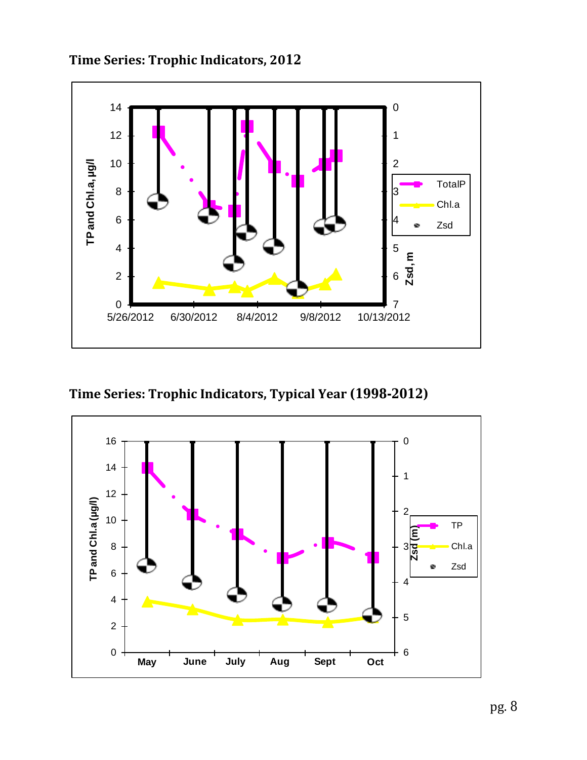## Time Series: Trophic Indicators, 2012

## Time Series: Trophic Indicators, Typical Year (1998-2012)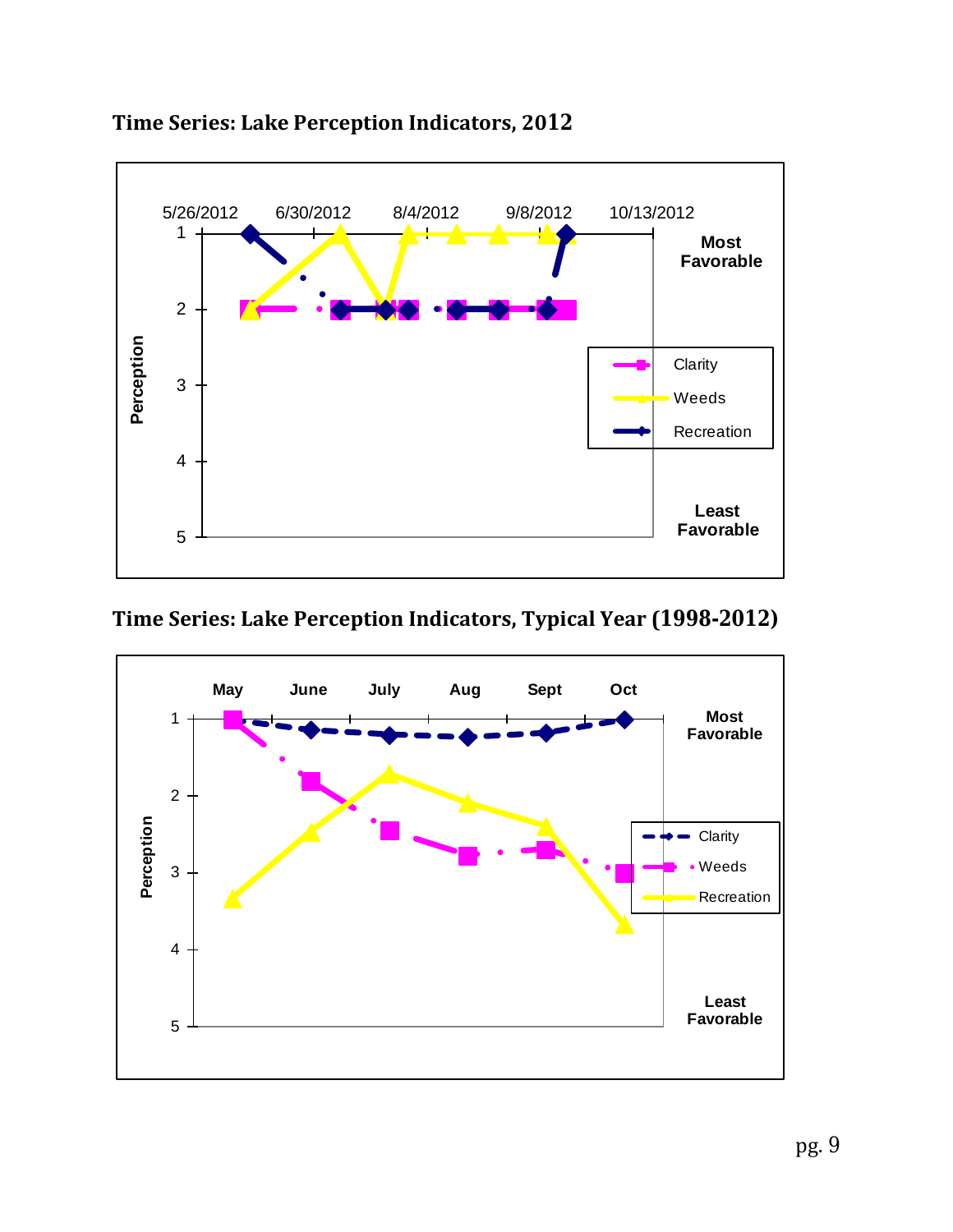### Time Series: Lake Perception Indicators, 2012

### Time Series: Lake Perception Indicators, Typical Year (1998-2012)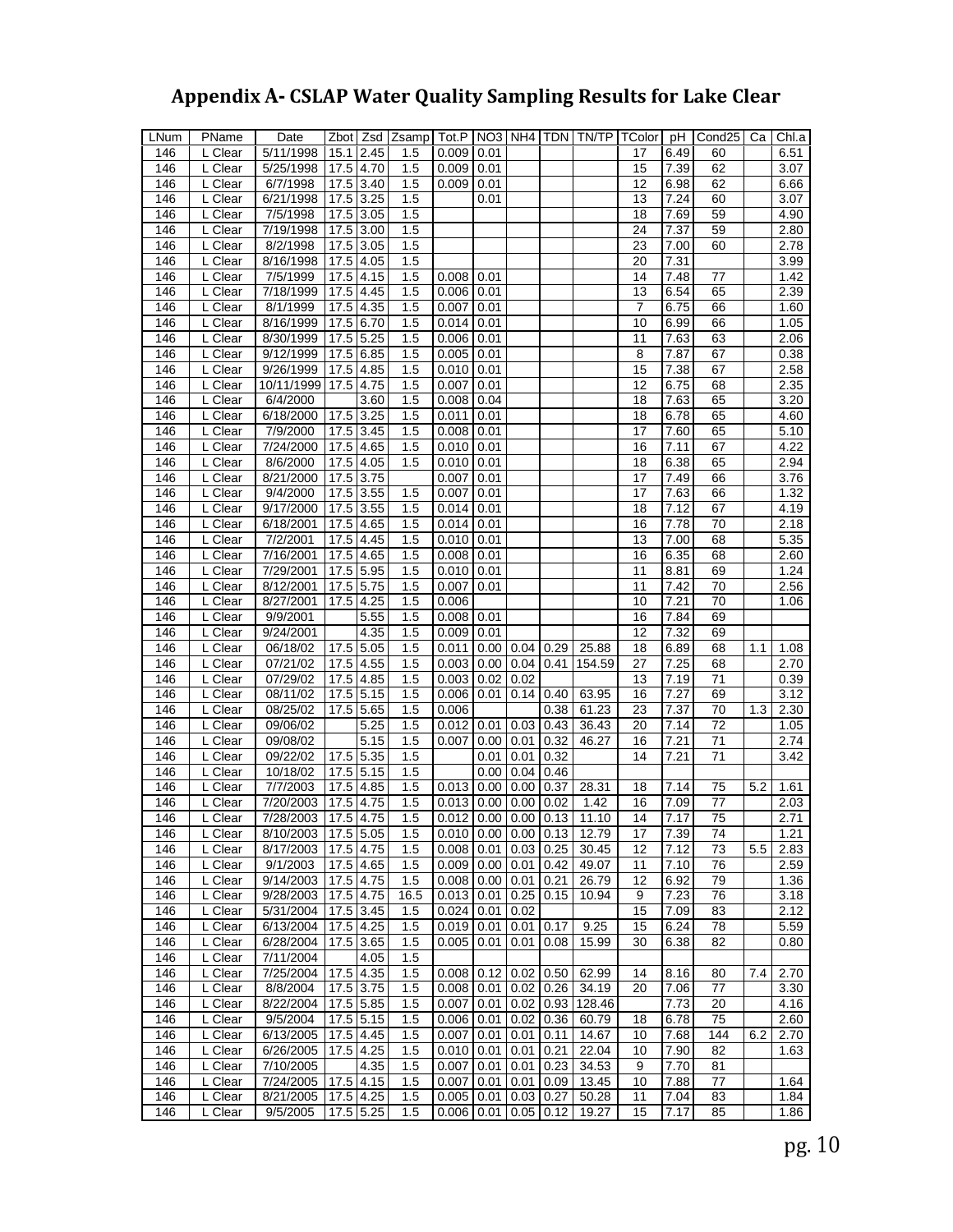# Appendix A- CSLAP Water Quality Sampling Results for Lake Clear

| LNum | PName | Date | Zbot | Zsd | Zsamp | Tot.P | NO3 | NH4 | TDN | TN/TP | TColor | pH | Cond25 | Ca | Chl.a |
|---|---|---|---|---|---|---|---|---|---|---|---|---|---|---|---|
| 146 | L Clear | 5/11/1998 | 15.1 | 2.45 | 1.5 | 0.009 | 0.01 | | | | 17 | 6.49 | 60 | | 6.51 |
| 146 | L Clear | 5/25/1998 | 17.5 | 4.70 | 1.5 | 0.009 | 0.01 | | | | 15 | 7.39 | 62 | | 3.07 |
| 146 | L Clear | 6/7/1998 | 17.5 | 3.40 | 1.5 | 0.009 | 0.01 | | | | 12 | 6.98 | 62 | | 6.66 |
| 146 | L Clear | 6/21/1998 | 17.5 | 3.25 | 1.5 | | 0.01 | | | | 13 | 7.24 | 60 | | 3.07 |
| 146 | L Clear | 7/5/1998 | 17.5 | 3.05 | 1.5 | | | | | | 18 | 7.69 | 59 | | 4.90 |
| 146 | L Clear | 7/19/1998 | 17.5 | 3.00 | 1.5 | | | | | | 24 | 7.37 | 59 | | 2.80 |
| 146 | L Clear | 8/2/1998 | 17.5 | 3.05 | 1.5 | | | | | | 23 | 7.00 | 60 | | 2.78 |
| 146 | L Clear | 8/16/1998 | 17.5 | 4.05 | 1.5 | | | | | | 20 | 7.31 | | | 3.99 |
| 146 | L Clear | 7/5/1999 | 17.5 | 4.15 | 1.5 | 0.008 | 0.01 | | | | 14 | 7.48 | 77 | | 1.42 |
| 146 | L Clear | 7/18/1999 | 17.5 | 4.45 | 1.5 | 0.006 | 0.01 | | | | 13 | 6.54 | 65 | | 2.39 |
| 146 | L Clear | 8/1/1999 | 17.5 | 4.35 | 1.5 | 0.007 | 0.01 | | | | 7 | 6.75 | 66 | | 1.60 |
| 146 | L Clear | 8/16/1999 | 17.5 | 6.70 | 1.5 | 0.014 | 0.01 | | | | 10 | 6.99 | 66 | | 1.05 |
| 146 | L Clear | 8/30/1999 | 17.5 | 5.25 | 1.5 | 0.006 | 0.01 | | | | 11 | 7.63 | 63 | | 2.06 |
| 146 | L Clear | 9/12/1999 | 17.5 | 6.85 | 1.5 | 0.005 | 0.01 | | | | 8 | 7.87 | 67 | | 0.38 |
| 146 | L Clear | 9/26/1999 | 17.5 | 4.85 | 1.5 | 0.010 | 0.01 | | | | 15 | 7.38 | 67 | | 2.58 |
| 146 | L Clear | 10/11/1999 | 17.5 | 4.75 | 1.5 | 0.007 | 0.01 | | | | 12 | 6.75 | 68 | | 2.35 |
| 146 | L Clear | 6/4/2000 | | 3.60 | 1.5 | 0.008 | 0.04 | | | | 18 | 7.63 | 65 | | 3.20 |
| 146 | L Clear | 6/18/2000 | 17.5 | 3.25 | 1.5 | 0.011 | 0.01 | | | | 18 | 6.78 | 65 | | 4.60 |
| 146 | L Clear | 7/9/2000 | 17.5 | 3.45 | 1.5 | 0.008 | 0.01 | | | | 17 | 7.60 | 65 | | 5.10 |
| 146 | L Clear | 7/24/2000 | 17.5 | 4.65 | 1.5 | 0.010 | 0.01 | | | | 16 | 7.11 | 67 | | 4.22 |
| 146 | L Clear | 8/6/2000 | 17.5 | 4.05 | 1.5 | 0.010 | 0.01 | | | | 18 | 6.38 | 65 | | 2.94 |
| 146 | L Clear | 8/21/2000 | 17.5 | 3.75 | | 0.007 | 0.01 | | | | 17 | 7.49 | 66 | | 3.76 |
| 146 | L Clear | 9/4/2000 | 17.5 | 3.55 | 1.5 | 0.007 | 0.01 | | | | 17 | 7.63 | 66 | | 1.32 |
| 146 | L Clear | 9/17/2000 | 17.5 | 3.55 | 1.5 | 0.014 | 0.01 | | | | 18 | 7.12 | 67 | | 4.19 |
| 146 | L Clear | 6/18/2001 | 17.5 | 4.65 | 1.5 | 0.014 | 0.01 | | | | 16 | 7.78 | 70 | | 2.18 |
| 146 | L Clear | 7/2/2001 | 17.5 | 4.45 | 1.5 | 0.010 | 0.01 | | | | 13 | 7.00 | 68 | | 5.35 |
| 146 | L Clear | 7/16/2001 | 17.5 | 4.65 | 1.5 | 0.008 | 0.01 | | | | 16 | 6.35 | 68 | | 2.60 |
| 146 | L Clear | 7/29/2001 | 17.5 | 5.95 | 1.5 | 0.010 | 0.01 | | | | 11 | 8.81 | 69 | | 1.24 |
| 146 | L Clear | 8/12/2001 | 17.5 | 5.75 | 1.5 | 0.007 | 0.01 | | | | 11 | 7.42 | 70 | | 2.56 |
| 146 | L Clear | 8/27/2001 | 17.5 | 4.25 | 1.5 | 0.006 | | | | | 10 | 7.21 | 70 | | 1.06 |
| 146 | L Clear | 9/9/2001 | | 5.55 | 1.5 | 0.008 | 0.01 | | | | 16 | 7.84 | 69 | | |
| 146 | L Clear | 9/24/2001 | | 4.35 | 1.5 | 0.009 | 0.01 | | | | 12 | 7.32 | 69 | | |
| 146 | L Clear | 06/18/02 | 17.5 | 5.05 | 1.5 | 0.011 | 0.00 | 0.04 | 0.29 | 25.88 | 18 | 6.89 | 68 | 1.1 | 1.08 |
| 146 | L Clear | 07/21/02 | 17.5 | 4.55 | 1.5 | 0.003 | 0.00 | 0.04 | 0.41 | 154.59 | 27 | 7.25 | 68 | | 2.70 |
| 146 | L Clear | 07/29/02 | 17.5 | 4.85 | 1.5 | 0.003 | 0.02 | 0.02 | | | 13 | 7.19 | 71 | | 0.39 |
| 146 | L Clear | 08/11/02 | 17.5 | 5.15 | 1.5 | 0.006 | 0.01 | 0.14 | 0.40 | 63.95 | 16 | 7.27 | 69 | | 3.12 |
| 146 | L Clear | 08/25/02 | 17.5 | 5.65 | 1.5 | 0.006 | | | 0.38 | 61.23 | 23 | 7.37 | 70 | 1.3 | 2.30 |
| 146 | L Clear | 09/06/02 | | 5.25 | 1.5 | 0.012 | 0.01 | 0.03 | 0.43 | 36.43 | 20 | 7.14 | 72 | | 1.05 |
| 146 | L Clear | 09/08/02 | | 5.15 | 1.5 | 0.007 | 0.00 | 0.01 | 0.32 | 46.27 | 16 | 7.21 | 71 | | 2.74 |
| 146 | L Clear | 09/22/02 | 17.5 | 5.35 | 1.5 | | 0.01 | 0.01 | 0.32 | | 14 | 7.21 | 71 | | 3.42 |
| 146 | L Clear | 10/18/02 | 17.5 | 5.15 | 1.5 | | 0.00 | 0.04 | 0.46 | | | | | | |
| 146 | L Clear | 7/7/2003 | 17.5 | 4.85 | 1.5 | 0.013 | 0.00 | 0.00 | 0.37 | 28.31 | 18 | 7.14 | 75 | 5.2 | 1.61 |
| 146 | L Clear | 7/20/2003 | 17.5 | 4.75 | 1.5 | 0.013 | 0.00 | 0.00 | 0.02 | 1.42 | 16 | 7.09 | 77 | | 2.03 |
| 146 | L Clear | 7/28/2003 | 17.5 | 4.75 | 1.5 | 0.012 | 0.00 | 0.00 | 0.13 | 11.10 | 14 | 7.17 | 75 | | 2.71 |
| 146 | L Clear | 8/10/2003 | 17.5 | 5.05 | 1.5 | 0.010 | 0.00 | 0.00 | 0.13 | 12.79 | 17 | 7.39 | 74 | | 1.21 |
| 146 | L Clear | 8/17/2003 | 17.5 | 4.75 | 1.5 | 0.008 | 0.01 | 0.03 | 0.25 | 30.45 | 12 | 7.12 | 73 | 5.5 | 2.83 |
| 146 | L Clear | 9/1/2003 | 17.5 | 4.65 | 1.5 | 0.009 | 0.00 | 0.01 | 0.42 | 49.07 | 11 | 7.10 | 76 | | 2.59 |
| 146 | L Clear | 9/14/2003 | 17.5 | 4.75 | 1.5 | 0.008 | 0.00 | 0.01 | 0.21 | 26.79 | 12 | 6.92 | 79 | | 1.36 |
| 146 | L Clear | 9/28/2003 | 17.5 | 4.75 | 16.5 | 0.013 | 0.01 | 0.25 | 0.15 | 10.94 | 9 | 7.23 | 76 | | 3.18 |
| 146 | L Clear | 5/31/2004 | 17.5 | 3.45 | 1.5 | 0.024 | 0.01 | 0.02 | | | 15 | 7.09 | 83 | | 2.12 |
| 146 | L Clear | 6/13/2004 | 17.5 | 4.25 | 1.5 | 0.019 | 0.01 | 0.01 | 0.17 | 9.25 | 15 | 6.24 | 78 | | 5.59 |
| 146 | L Clear | 6/28/2004 | 17.5 | 3.65 | 1.5 | 0.005 | 0.01 | 0.01 | 0.08 | 15.99 | 30 | 6.38 | 82 | | 0.80 |
| 146 | L Clear | 7/11/2004 | | 4.05 | 1.5 | | | | | | | | | | |
| 146 | L Clear | 7/25/2004 | 17.5 | 4.35 | 1.5 | 0.008 | 0.12 | 0.02 | 0.50 | 62.99 | 14 | 8.16 | 80 | 7.4 | 2.70 |
| 146 | L Clear | 8/8/2004 | 17.5 | 3.75 | 1.5 | 0.008 | 0.01 | 0.02 | 0.26 | 34.19 | 20 | 7.06 | 77 | | 3.30 |
| 146 | L Clear | 8/22/2004 | 17.5 | 5.85 | 1.5 | 0.007 | 0.01 | 0.02 | 0.93 | 128.46 | | 7.73 | 20 | | 4.16 |
| 146 | L Clear | 9/5/2004 | 17.5 | 5.15 | 1.5 | 0.006 | 0.01 | 0.02 | 0.36 | 60.79 | 18 | 6.78 | 75 | | 2.60 |
| 146 | L Clear | 6/13/2005 | 17.5 | 4.45 | 1.5 | 0.007 | 0.01 | 0.01 | 0.11 | 14.67 | 10 | 7.68 | 144 | 6.2 | 2.70 |
| 146 | L Clear | 6/26/2005 | 17.5 | 4.25 | 1.5 | 0.010 | 0.01 | 0.01 | 0.21 | 22.04 | 10 | 7.90 | 82 | | 1.63 |
| 146 | L Clear | 7/10/2005 | | 4.35 | 1.5 | 0.007 | 0.01 | 0.01 | 0.23 | 34.53 | 9 | 7.70 | 81 | | |
| 146 | L Clear | 7/24/2005 | 17.5 | 4.15 | 1.5 | 0.007 | 0.01 | 0.01 | 0.09 | 13.45 | 10 | 7.88 | 77 | | 1.64 |
| 146 | L Clear | 8/21/2005 | 17.5 | 4.25 | 1.5 | 0.005 | 0.01 | 0.03 | 0.27 | 50.28 | 11 | 7.04 | 83 | | 1.84 |
| 146 | L Clear | 9/5/2005 | 17.5 | 5.25 | 1.5 | 0.006 | 0.01 | 0.05 | 0.12 | 19.27 | 15 | 7.17 | 85 | | 1.86 |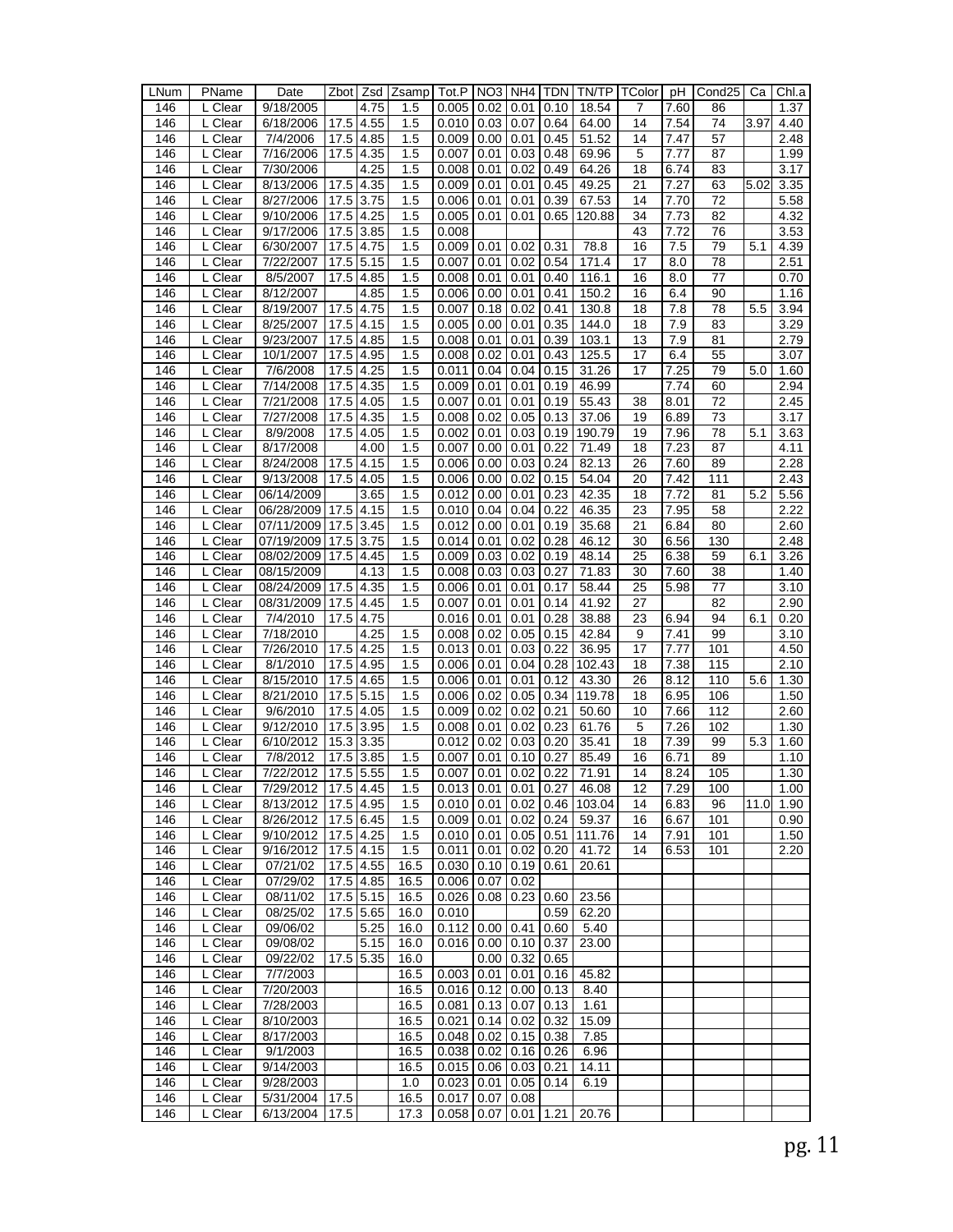| LNum | PName | Date | Zbot | Zsd | Zsamp | Tot.P | NO3 | NH4 | TDN | TN/TP | TColor | pH | Cond25 | Ca | Chl.a |
|---|---|---|---|---|---|---|---|---|---|---|---|---|---|---|---|
| 146 | L Clear | 9/18/2005 | | 4.75 | 1.5 | 0.005 | 0.02 | 0.01 | 0.10 | 18.54 | 7 | 7.60 | 86 | | 1.37 |
| 146 | L Clear | 6/18/2006 | 17.5 | 4.55 | 1.5 | 0.010 | 0.03 | 0.07 | 0.64 | 64.00 | 14 | 7.54 | 74 | 3.97 | 4.40 |
| 146 | L Clear | 7/4/2006 | 17.5 | 4.85 | 1.5 | 0.009 | 0.00 | 0.01 | 0.45 | 51.52 | 14 | 7.47 | 57 | | 2.48 |
| 146 | L Clear | 7/16/2006 | 17.5 | 4.35 | 1.5 | 0.007 | 0.01 | 0.03 | 0.48 | 69.96 | 5 | 7.77 | 87 | | 1.99 |
| 146 | L Clear | 7/30/2006 | | 4.25 | 1.5 | 0.008 | 0.01 | 0.02 | 0.49 | 64.26 | 18 | 6.74 | 83 | | 3.17 |
| 146 | L Clear | 8/13/2006 | 17.5 | 4.35 | 1.5 | 0.009 | 0.01 | 0.01 | 0.45 | 49.25 | 21 | 7.27 | 63 | 5.02 | 3.35 |
| 146 | L Clear | 8/27/2006 | 17.5 | 3.75 | 1.5 | 0.006 | 0.01 | 0.01 | 0.39 | 67.53 | 14 | 7.70 | 72 | | 5.58 |
| 146 | L Clear | 9/10/2006 | 17.5 | 4.25 | 1.5 | 0.005 | 0.01 | 0.01 | 0.65 | 120.88 | 34 | 7.73 | 82 | | 4.32 |
| 146 | L Clear | 9/17/2006 | 17.5 | 3.85 | 1.5 | 0.008 | | | | | 43 | 7.72 | 76 | | 3.53 |
| 146 | L Clear | 6/30/2007 | 17.5 | 4.75 | 1.5 | 0.009 | 0.01 | 0.02 | 0.31 | 78.8 | 16 | 7.5 | 79 | 5.1 | 4.39 |
| 146 | L Clear | 7/22/2007 | 17.5 | 5.15 | 1.5 | 0.007 | 0.01 | 0.02 | 0.54 | 171.4 | 17 | 8.0 | 78 | | 2.51 |
| 146 | L Clear | 8/5/2007 | 17.5 | 4.85 | 1.5 | 0.008 | 0.01 | 0.01 | 0.40 | 116.1 | 16 | 8.0 | 77 | | 0.70 |
| 146 | L Clear | 8/12/2007 | | 4.85 | 1.5 | 0.006 | 0.00 | 0.01 | 0.41 | 150.2 | 16 | 6.4 | 90 | | 1.16 |
| 146 | L Clear | 8/19/2007 | 17.5 | 4.75 | 1.5 | 0.007 | 0.18 | 0.02 | 0.41 | 130.8 | 18 | 7.8 | 78 | 5.5 | 3.94 |
| 146 | L Clear | 8/25/2007 | 17.5 | 4.15 | 1.5 | 0.005 | 0.00 | 0.01 | 0.35 | 144.0 | 18 | 7.9 | 83 | | 3.29 |
| 146 | L Clear | 9/23/2007 | 17.5 | 4.85 | 1.5 | 0.008 | 0.01 | 0.01 | 0.39 | 103.1 | 13 | 7.9 | 81 | | 2.79 |
| 146 | L Clear | 10/1/2007 | 17.5 | 4.95 | 1.5 | 0.008 | 0.02 | 0.01 | 0.43 | 125.5 | 17 | 6.4 | 55 | | 3.07 |
| 146 | L Clear | 7/6/2008 | 17.5 | 4.25 | 1.5 | 0.011 | 0.04 | 0.04 | 0.15 | 31.26 | 17 | 7.25 | 79 | 5.0 | 1.60 |
| 146 | L Clear | 7/14/2008 | 17.5 | 4.35 | 1.5 | 0.009 | 0.01 | 0.01 | 0.19 | 46.99 | | 7.74 | 60 | | 2.94 |
| 146 | L Clear | 7/21/2008 | 17.5 | 4.05 | 1.5 | 0.007 | 0.01 | 0.01 | 0.19 | 55.43 | 38 | 8.01 | 72 | | 2.45 |
| 146 | L Clear | 7/27/2008 | 17.5 | 4.35 | 1.5 | 0.008 | 0.02 | 0.05 | 0.13 | 37.06 | 19 | 6.89 | 73 | | 3.17 |
| 146 | L Clear | 8/9/2008 | 17.5 | 4.05 | 1.5 | 0.002 | 0.01 | 0.03 | 0.19 | 190.79 | 19 | 7.96 | 78 | 5.1 | 3.63 |
| 146 | L Clear | 8/17/2008 | | 4.00 | 1.5 | 0.007 | 0.00 | 0.01 | 0.22 | 71.49 | 18 | 7.23 | 87 | | 4.11 |
| 146 | L Clear | 8/24/2008 | 17.5 | 4.15 | 1.5 | 0.006 | 0.00 | 0.03 | 0.24 | 82.13 | 26 | 7.60 | 89 | | 2.28 |
| 146 | L Clear | 9/13/2008 | 17.5 | 4.05 | 1.5 | 0.006 | 0.00 | 0.02 | 0.15 | 54.04 | 20 | 7.42 | 111 | | 2.43 |
| 146 | L Clear | 06/14/2009 | | 3.65 | 1.5 | 0.012 | 0.00 | 0.01 | 0.23 | 42.35 | 18 | 7.72 | 81 | 5.2 | 5.56 |
| 146 | L Clear | 06/28/2009 | 17.5 | 4.15 | 1.5 | 0.010 | 0.04 | 0.04 | 0.22 | 46.35 | 23 | 7.95 | 58 | | 2.22 |
| 146 | L Clear | 07/11/2009 | 17.5 | 3.45 | 1.5 | 0.012 | 0.00 | 0.01 | 0.19 | 35.68 | 21 | 6.84 | 80 | | 2.60 |
| 146 | L Clear | 07/19/2009 | 17.5 | 3.75 | 1.5 | 0.014 | 0.01 | 0.02 | 0.28 | 46.12 | 30 | 6.56 | 130 | | 2.48 |
| 146 | L Clear | 08/02/2009 | 17.5 | 4.45 | 1.5 | 0.009 | 0.03 | 0.02 | 0.19 | 48.14 | 25 | 6.38 | 59 | 6.1 | 3.26 |
| 146 | L Clear | 08/15/2009 | | 4.13 | 1.5 | 0.008 | 0.03 | 0.03 | 0.27 | 71.83 | 30 | 7.60 | 38 | | 1.40 |
| 146 | L Clear | 08/24/2009 | 17.5 | 4.35 | 1.5 | 0.006 | 0.01 | 0.01 | 0.17 | 58.44 | 25 | 5.98 | 77 | | 3.10 |
| 146 | L Clear | 08/31/2009 | 17.5 | 4.45 | 1.5 | 0.007 | 0.01 | 0.01 | 0.14 | 41.92 | 27 | | 82 | | 2.90 |
| 146 | L Clear | 7/4/2010 | 17.5 | 4.75 | | 0.016 | 0.01 | 0.01 | 0.28 | 38.88 | 23 | 6.94 | 94 | 6.1 | 0.20 |
| 146 | L Clear | 7/18/2010 | | 4.25 | 1.5 | 0.008 | 0.02 | 0.05 | 0.15 | 42.84 | 9 | 7.41 | 99 | | 3.10 |
| 146 | L Clear | 7/26/2010 | 17.5 | 4.25 | 1.5 | 0.013 | 0.01 | 0.03 | 0.22 | 36.95 | 17 | 7.77 | 101 | | 4.50 |
| 146 | L Clear | 8/1/2010 | 17.5 | 4.95 | 1.5 | 0.006 | 0.01 | 0.04 | 0.28 | 102.43 | 18 | 7.38 | 115 | | 2.10 |
| 146 | L Clear | 8/15/2010 | 17.5 | 4.65 | 1.5 | 0.006 | 0.01 | 0.01 | 0.12 | 43.30 | 26 | 8.12 | 110 | 5.6 | 1.30 |
| 146 | L Clear | 8/21/2010 | 17.5 | 5.15 | 1.5 | 0.006 | 0.02 | 0.05 | 0.34 | 119.78 | 18 | 6.95 | 106 | | 1.50 |
| 146 | L Clear | 9/6/2010 | 17.5 | 4.05 | 1.5 | 0.009 | 0.02 | 0.02 | 0.21 | 50.60 | 10 | 7.66 | 112 | | 2.60 |
| 146 | L Clear | 9/12/2010 | 17.5 | 3.95 | 1.5 | 0.008 | 0.01 | 0.02 | 0.23 | 61.76 | 5 | 7.26 | 102 | | 1.30 |
| 146 | L Clear | 6/10/2012 | 15.3 | 3.35 | | 0.012 | 0.02 | 0.03 | 0.20 | 35.41 | 18 | 7.39 | 99 | 5.3 | 1.60 |
| 146 | L Clear | 7/8/2012 | 17.5 | 3.85 | 1.5 | 0.007 | 0.01 | 0.10 | 0.27 | 85.49 | 16 | 6.71 | 89 | | 1.10 |
| 146 | L Clear | 7/22/2012 | 17.5 | 5.55 | 1.5 | 0.007 | 0.01 | 0.02 | 0.22 | 71.91 | 14 | 8.24 | 105 | | 1.30 |
| 146 | L Clear | 7/29/2012 | 17.5 | 4.45 | 1.5 | 0.013 | 0.01 | 0.01 | 0.27 | 46.08 | 12 | 7.29 | 100 | | 1.00 |
| 146 | L Clear | 8/13/2012 | 17.5 | 4.95 | 1.5 | 0.010 | 0.01 | 0.02 | 0.46 | 103.04 | 14 | 6.83 | 96 | 11.0 | 1.90 |
| 146 | L Clear | 8/26/2012 | 17.5 | 6.45 | 1.5 | 0.009 | 0.01 | 0.02 | 0.24 | 59.37 | 16 | 6.67 | 101 | | 0.90 |
| 146 | L Clear | 9/10/2012 | 17.5 | 4.25 | 1.5 | 0.010 | 0.01 | 0.05 | 0.51 | 111.76 | 14 | 7.91 | 101 | | 1.50 |
| 146 | L Clear | 9/16/2012 | 17.5 | 4.15 | 1.5 | 0.011 | 0.01 | 0.02 | 0.20 | 41.72 | 14 | 6.53 | 101 | | 2.20 |
| 146 | L Clear | 07/21/02 | 17.5 | 4.55 | 16.5 | 0.030 | 0.10 | 0.19 | 0.61 | 20.61 | | | | | |
| 146 | L Clear | 07/29/02 | 17.5 | 4.85 | 16.5 | 0.006 | 0.07 | 0.02 | | | | | | | |
| 146 | L Clear | 08/11/02 | 17.5 | 5.15 | 16.5 | 0.026 | 0.08 | 0.23 | 0.60 | 23.56 | | | | | |
| 146 | L Clear | 08/25/02 | 17.5 | 5.65 | 16.0 | 0.010 | | | 0.59 | 62.20 | | | | | |
| 146 | L Clear | 09/06/02 | | 5.25 | 16.0 | 0.112 | 0.00 | 0.41 | 0.60 | 5.40 | | | | | |
| 146 | L Clear | 09/08/02 | | 5.15 | 16.0 | 0.016 | 0.00 | 0.10 | 0.37 | 23.00 | | | | | |
| 146 | L Clear | 09/22/02 | 17.5 | 5.35 | 16.0 | | 0.00 | 0.32 | 0.65 | | | | | | |
| 146 | L Clear | 7/7/2003 | | | 16.5 | 0.003 | 0.01 | 0.01 | 0.16 | 45.82 | | | | | |
| 146 | L Clear | 7/20/2003 | | | 16.5 | 0.016 | 0.12 | 0.00 | 0.13 | 8.40 | | | | | |
| 146 | L Clear | 7/28/2003 | | | 16.5 | 0.081 | 0.13 | 0.07 | 0.13 | 1.61 | | | | | |
| 146 | L Clear | 8/10/2003 | | | 16.5 | 0.021 | 0.14 | 0.02 | 0.32 | 15.09 | | | | | |
| 146 | L Clear | 8/17/2003 | | | 16.5 | 0.048 | 0.02 | 0.15 | 0.38 | 7.85 | | | | | |
| 146 | L Clear | 9/1/2003 | | | 16.5 | 0.038 | 0.02 | 0.16 | 0.26 | 6.96 | | | | | |
| 146 | L Clear | 9/14/2003 | | | 16.5 | 0.015 | 0.06 | 0.03 | 0.21 | 14.11 | | | | | |
| 146 | L Clear | 9/28/2003 | | | 1.0 | 0.023 | 0.01 | 0.05 | 0.14 | 6.19 | | | | | |
| 146 | L Clear | 5/31/2004 | 17.5 | | 16.5 | 0.017 | 0.07 | 0.08 | | | | | | | |
| 146 | L Clear | 6/13/2004 | 17.5 | | 17.3 | 0.058 | 0.07 | 0.01 | 1.21 | 20.76 | | | | | |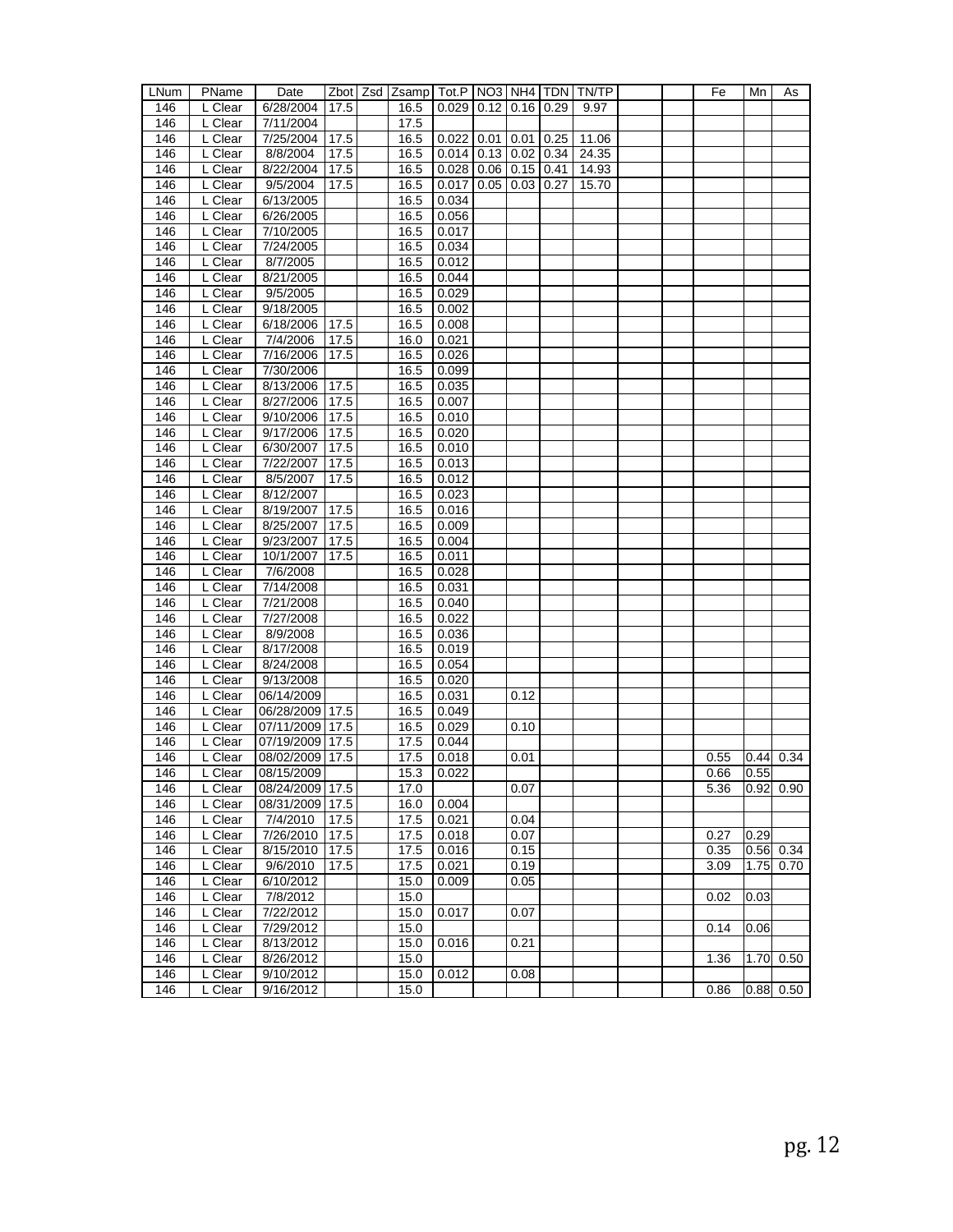| LNum | PName | Date | Zbot | Zsd | Zsamp | Tot.P | NO3 | NH4 | TDN | TN/TP | | | Fe | Mn | As |
|---|---|---|---|---|---|---|---|---|---|---|---|---|---|---|---|
| 146 | L Clear | 6/28/2004 | 17.5 | | 16.5 | 0.029 | 0.12 | 0.16 | 0.29 | 9.97 | | | | | |
| 146 | L Clear | 7/11/2004 | | | 17.5 | | | | | | | | | | |
| 146 | L Clear | 7/25/2004 | 17.5 | | 16.5 | 0.022 | 0.01 | 0.01 | 0.25 | 11.06 | | | | | |
| 146 | L Clear | 8/8/2004 | 17.5 | | 16.5 | 0.014 | 0.13 | 0.02 | 0.34 | 24.35 | | | | | |
| 146 | L Clear | 8/22/2004 | 17.5 | | 16.5 | 0.028 | 0.06 | 0.15 | 0.41 | 14.93 | | | | | |
| 146 | L Clear | 9/5/2004 | 17.5 | | 16.5 | 0.017 | 0.05 | 0.03 | 0.27 | 15.70 | | | | | |
| 146 | L Clear | 6/13/2005 | | | 16.5 | 0.034 | | | | | | | | | |
| 146 | L Clear | 6/26/2005 | | | 16.5 | 0.056 | | | | | | | | | |
| 146 | L Clear | 7/10/2005 | | | 16.5 | 0.017 | | | | | | | | | |
| 146 | L Clear | 7/24/2005 | | | 16.5 | 0.034 | | | | | | | | | |
| 146 | L Clear | 8/7/2005 | | | 16.5 | 0.012 | | | | | | | | | |
| 146 | L Clear | 8/21/2005 | | | 16.5 | 0.044 | | | | | | | | | |
| 146 | L Clear | 9/5/2005 | | | 16.5 | 0.029 | | | | | | | | | |
| 146 | L Clear | 9/18/2005 | | | 16.5 | 0.002 | | | | | | | | | |
| 146 | L Clear | 6/18/2006 | 17.5 | | 16.5 | 0.008 | | | | | | | | | |
| 146 | L Clear | 7/4/2006 | 17.5 | | 16.0 | 0.021 | | | | | | | | | |
| 146 | L Clear | 7/16/2006 | 17.5 | | 16.5 | 0.026 | | | | | | | | | |
| 146 | L Clear | 7/30/2006 | | | 16.5 | 0.099 | | | | | | | | | |
| 146 | L Clear | 8/13/2006 | 17.5 | | 16.5 | 0.035 | | | | | | | | | |
| 146 | L Clear | 8/27/2006 | 17.5 | | 16.5 | 0.007 | | | | | | | | | |
| 146 | L Clear | 9/10/2006 | 17.5 | | 16.5 | 0.010 | | | | | | | | | |
| 146 | L Clear | 9/17/2006 | 17.5 | | 16.5 | 0.020 | | | | | | | | | |
| 146 | L Clear | 6/30/2007 | 17.5 | | 16.5 | 0.010 | | | | | | | | | |
| 146 | L Clear | 7/22/2007 | 17.5 | | 16.5 | 0.013 | | | | | | | | | |
| 146 | L Clear | 8/5/2007 | 17.5 | | 16.5 | 0.012 | | | | | | | | | |
| 146 | L Clear | 8/12/2007 | | | 16.5 | 0.023 | | | | | | | | | |
| 146 | L Clear | 8/19/2007 | 17.5 | | 16.5 | 0.016 | | | | | | | | | |
| 146 | L Clear | 8/25/2007 | 17.5 | | 16.5 | 0.009 | | | | | | | | | |
| 146 | L Clear | 9/23/2007 | 17.5 | | 16.5 | 0.004 | | | | | | | | | |
| 146 | L Clear | 10/1/2007 | 17.5 | | 16.5 | 0.011 | | | | | | | | | |
| 146 | L Clear | 7/6/2008 | | | 16.5 | 0.028 | | | | | | | | | |
| 146 | L Clear | 7/14/2008 | | | 16.5 | 0.031 | | | | | | | | | |
| 146 | L Clear | 7/21/2008 | | | 16.5 | 0.040 | | | | | | | | | |
| 146 | L Clear | 7/27/2008 | | | 16.5 | 0.022 | | | | | | | | | |
| 146 | L Clear | 8/9/2008 | | | 16.5 | 0.036 | | | | | | | | | |
| 146 | L Clear | 8/17/2008 | | | 16.5 | 0.019 | | | | | | | | | |
| 146 | L Clear | 8/24/2008 | | | 16.5 | 0.054 | | | | | | | | | |
| 146 | L Clear | 9/13/2008 | | | 16.5 | 0.020 | | | | | | | | | |
| 146 | L Clear | 06/14/2009 | | | 16.5 | 0.031 | | 0.12 | | | | | | | |
| 146 | L Clear | 06/28/2009 | 17.5 | | 16.5 | 0.049 | | | | | | | | | |
| 146 | L Clear | 07/11/2009 | 17.5 | | 16.5 | 0.029 | | 0.10 | | | | | | | |
| 146 | L Clear | 07/19/2009 | 17.5 | | 17.5 | 0.044 | | | | | | | | | |
| 146 | L Clear | 08/02/2009 | 17.5 | | 17.5 | 0.018 | | 0.01 | | | | | 0.55 | 0.44 | 0.34 |
| 146 | L Clear | 08/15/2009 | | | 15.3 | 0.022 | | | | | | | 0.66 | 0.55 | |
| 146 | L Clear | 08/24/2009 | 17.5 | | 17.0 | | | 0.07 | | | | | 5.36 | 0.92 | 0.90 |
| 146 | L Clear | 08/31/2009 | 17.5 | | 16.0 | 0.004 | | | | | | | | | |
| 146 | L Clear | 7/4/2010 | 17.5 | | 17.5 | 0.021 | | 0.04 | | | | | | | |
| 146 | L Clear | 7/26/2010 | 17.5 | | 17.5 | 0.018 | | 0.07 | | | | | 0.27 | 0.29 | |
| 146 | L Clear | 8/15/2010 | 17.5 | | 17.5 | 0.016 | | 0.15 | | | | | 0.35 | 0.56 | 0.34 |
| 146 | L Clear | 9/6/2010 | 17.5 | | 17.5 | 0.021 | | 0.19 | | | | | 3.09 | 1.75 | 0.70 |
| 146 | L Clear | 6/10/2012 | | | 15.0 | 0.009 | | 0.05 | | | | | | | |
| 146 | L Clear | 7/8/2012 | | | 15.0 | | | | | | | | 0.02 | 0.03 | |
| 146 | L Clear | 7/22/2012 | | | 15.0 | 0.017 | | 0.07 | | | | | | | |
| 146 | L Clear | 7/29/2012 | | | 15.0 | | | | | | | | 0.14 | 0.06 | |
| 146 | L Clear | 8/13/2012 | | | 15.0 | 0.016 | | 0.21 | | | | | | | |
| 146 | L Clear | 8/26/2012 | | | 15.0 | | | | | | | | 1.36 | 1.70 | 0.50 |
| 146 | L Clear | 9/10/2012 | | | 15.0 | 0.012 | | 0.08 | | | | | | | |
| 146 | L Clear | 9/16/2012 | | | 15.0 | | | | | | | | 0.86 | 0.88 | 0.50 |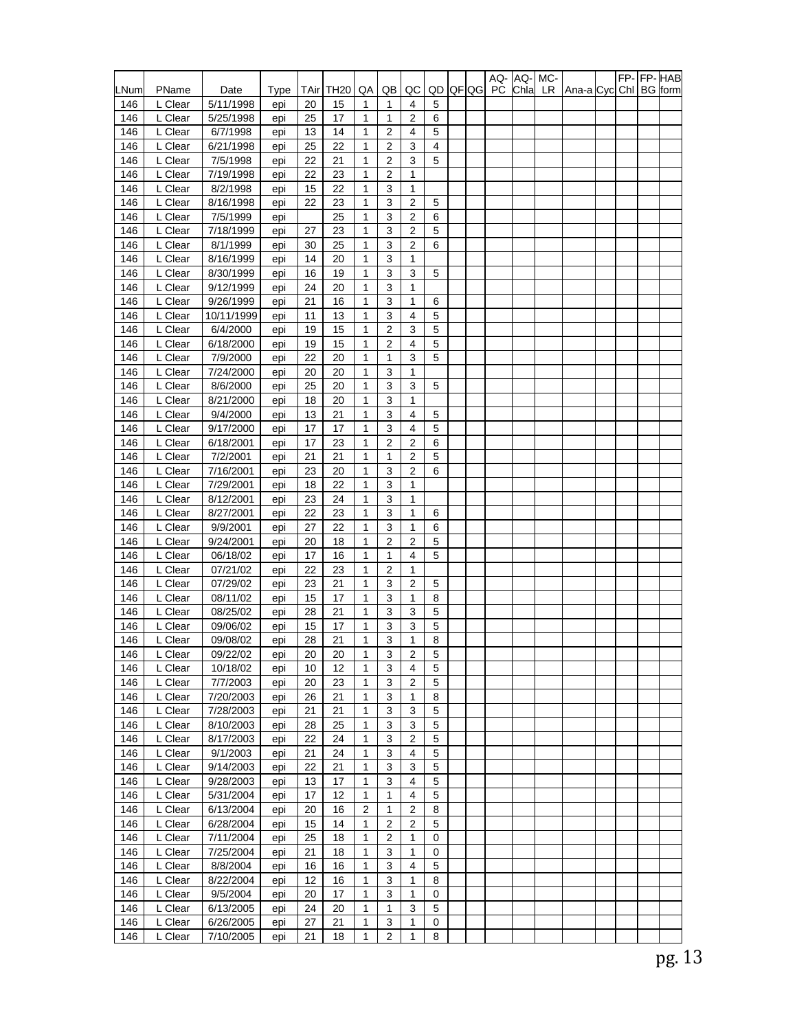| LNum | PName | Date | Type | TAir | TH20 | QA | QB | QC | QD | QF | QG | AQ-PC | AQ-Chla | MC-LR | Ana-a | Cyc | FP-Chl | FP-BG | HAB form |
|---|---|---|---|---|---|---|---|---|---|---|---|---|---|---|---|---|---|---|---|
| 146 | L Clear | 5/11/1998 | epi | 20 | 15 | 1 | 1 | 4 | 5 | | | | | | | | | | |
| 146 | L Clear | 5/25/1998 | epi | 25 | 17 | 1 | 1 | 2 | 6 | | | | | | | | | | |
| 146 | L Clear | 6/7/1998 | epi | 13 | 14 | 1 | 2 | 4 | 5 | | | | | | | | | | |
| 146 | L Clear | 6/21/1998 | epi | 25 | 22 | 1 | 2 | 3 | 4 | | | | | | | | | | |
| 146 | L Clear | 7/5/1998 | epi | 22 | 21 | 1 | 2 | 3 | 5 | | | | | | | | | | |
| 146 | L Clear | 7/19/1998 | epi | 22 | 23 | 1 | 2 | 1 | | | | | | | | | | | |
| 146 | L Clear | 8/2/1998 | epi | 15 | 22 | 1 | 3 | 1 | | | | | | | | | | | |
| 146 | L Clear | 8/16/1998 | epi | 22 | 23 | 1 | 3 | 2 | 5 | | | | | | | | | | |
| 146 | L Clear | 7/5/1999 | epi | | 25 | 1 | 3 | 2 | 6 | | | | | | | | | | |
| 146 | L Clear | 7/18/1999 | epi | 27 | 23 | 1 | 3 | 2 | 5 | | | | | | | | | | |
| 146 | L Clear | 8/1/1999 | epi | 30 | 25 | 1 | 3 | 2 | 6 | | | | | | | | | | |
| 146 | L Clear | 8/16/1999 | epi | 14 | 20 | 1 | 3 | 1 | | | | | | | | | | | |
| 146 | L Clear | 8/30/1999 | epi | 16 | 19 | 1 | 3 | 3 | 5 | | | | | | | | | | |
| 146 | L Clear | 9/12/1999 | epi | 24 | 20 | 1 | 3 | 1 | | | | | | | | | | | |
| 146 | L Clear | 9/26/1999 | epi | 21 | 16 | 1 | 3 | 1 | 6 | | | | | | | | | | |
| 146 | L Clear | 10/11/1999 | epi | 11 | 13 | 1 | 3 | 4 | 5 | | | | | | | | | | |
| 146 | L Clear | 6/4/2000 | epi | 19 | 15 | 1 | 2 | 3 | 5 | | | | | | | | | | |
| 146 | L Clear | 6/18/2000 | epi | 19 | 15 | 1 | 2 | 4 | 5 | | | | | | | | | | |
| 146 | L Clear | 7/9/2000 | epi | 22 | 20 | 1 | 1 | 3 | 5 | | | | | | | | | | |
| 146 | L Clear | 7/24/2000 | epi | 20 | 20 | 1 | 3 | 1 | | | | | | | | | | | |
| 146 | L Clear | 8/6/2000 | epi | 25 | 20 | 1 | 3 | 3 | 5 | | | | | | | | | | |
| 146 | L Clear | 8/21/2000 | epi | 18 | 20 | 1 | 3 | 1 | | | | | | | | | | | |
| 146 | L Clear | 9/4/2000 | epi | 13 | 21 | 1 | 3 | 4 | 5 | | | | | | | | | | |
| 146 | L Clear | 9/17/2000 | epi | 17 | 17 | 1 | 3 | 4 | 5 | | | | | | | | | | |
| 146 | L Clear | 6/18/2001 | epi | 17 | 23 | 1 | 2 | 2 | 6 | | | | | | | | | | |
| 146 | L Clear | 7/2/2001 | epi | 21 | 21 | 1 | 1 | 2 | 5 | | | | | | | | | | |
| 146 | L Clear | 7/16/2001 | epi | 23 | 20 | 1 | 3 | 2 | 6 | | | | | | | | | | |
| 146 | L Clear | 7/29/2001 | epi | 18 | 22 | 1 | 3 | 1 | | | | | | | | | | | |
| 146 | L Clear | 8/12/2001 | epi | 23 | 24 | 1 | 3 | 1 | | | | | | | | | | | |
| 146 | L Clear | 8/27/2001 | epi | 22 | 23 | 1 | 3 | 1 | 6 | | | | | | | | | | |
| 146 | L Clear | 9/9/2001 | epi | 27 | 22 | 1 | 3 | 1 | 6 | | | | | | | | | | |
| 146 | L Clear | 9/24/2001 | epi | 20 | 18 | 1 | 2 | 2 | 5 | | | | | | | | | | |
| 146 | L Clear | 06/18/02 | epi | 17 | 16 | 1 | 1 | 4 | 5 | | | | | | | | | | |
| 146 | L Clear | 07/21/02 | epi | 22 | 23 | 1 | 2 | 1 | | | | | | | | | | | |
| 146 | L Clear | 07/29/02 | epi | 23 | 21 | 1 | 3 | 2 | 5 | | | | | | | | | | |
| 146 | L Clear | 08/11/02 | epi | 15 | 17 | 1 | 3 | 1 | 8 | | | | | | | | | | |
| 146 | L Clear | 08/25/02 | epi | 28 | 21 | 1 | 3 | 3 | 5 | | | | | | | | | | |
| 146 | L Clear | 09/06/02 | epi | 15 | 17 | 1 | 3 | 3 | 5 | | | | | | | | | | |
| 146 | L Clear | 09/08/02 | epi | 28 | 21 | 1 | 3 | 1 | 8 | | | | | | | | | | |
| 146 | L Clear | 09/22/02 | epi | 20 | 20 | 1 | 3 | 2 | 5 | | | | | | | | | | |
| 146 | L Clear | 10/18/02 | epi | 10 | 12 | 1 | 3 | 4 | 5 | | | | | | | | | | |
| 146 | L Clear | 7/7/2003 | epi | 20 | 23 | 1 | 3 | 2 | 5 | | | | | | | | | | |
| 146 | L Clear | 7/20/2003 | epi | 26 | 21 | 1 | 3 | 1 | 8 | | | | | | | | | | |
| 146 | L Clear | 7/28/2003 | epi | 21 | 21 | 1 | 3 | 3 | 5 | | | | | | | | | | |
| 146 | L Clear | 8/10/2003 | epi | 28 | 25 | 1 | 3 | 3 | 5 | | | | | | | | | | |
| 146 | L Clear | 8/17/2003 | epi | 22 | 24 | 1 | 3 | 2 | 5 | | | | | | | | | | |
| 146 | L Clear | 9/1/2003 | epi | 21 | 24 | 1 | 3 | 4 | 5 | | | | | | | | | | |
| 146 | L Clear | 9/14/2003 | epi | 22 | 21 | 1 | 3 | 3 | 5 | | | | | | | | | | |
| 146 | L Clear | 9/28/2003 | epi | 13 | 17 | 1 | 3 | 4 | 5 | | | | | | | | | | |
| 146 | L Clear | 5/31/2004 | epi | 17 | 12 | 1 | 1 | 4 | 5 | | | | | | | | | | |
| 146 | L Clear | 6/13/2004 | epi | 20 | 16 | 2 | 1 | 2 | 8 | | | | | | | | | | |
| 146 | L Clear | 6/28/2004 | epi | 15 | 14 | 1 | 2 | 2 | 5 | | | | | | | | | | |
| 146 | L Clear | 7/11/2004 | epi | 25 | 18 | 1 | 2 | 1 | 0 | | | | | | | | | | |
| 146 | L Clear | 7/25/2004 | epi | 21 | 18 | 1 | 3 | 1 | 0 | | | | | | | | | | |
| 146 | L Clear | 8/8/2004 | epi | 16 | 16 | 1 | 3 | 4 | 5 | | | | | | | | | | |
| 146 | L Clear | 8/22/2004 | epi | 12 | 16 | 1 | 3 | 1 | 8 | | | | | | | | | | |
| 146 | L Clear | 9/5/2004 | epi | 20 | 17 | 1 | 3 | 1 | 0 | | | | | | | | | | |
| 146 | L Clear | 6/13/2005 | epi | 24 | 20 | 1 | 1 | 3 | 5 | | | | | | | | | | |
| 146 | L Clear | 6/26/2005 | epi | 27 | 21 | 1 | 3 | 1 | 0 | | | | | | | | | | |
| 146 | L Clear | 7/10/2005 | epi | 21 | 18 | 1 | 2 | 1 | 8 | | | | | | | | | | |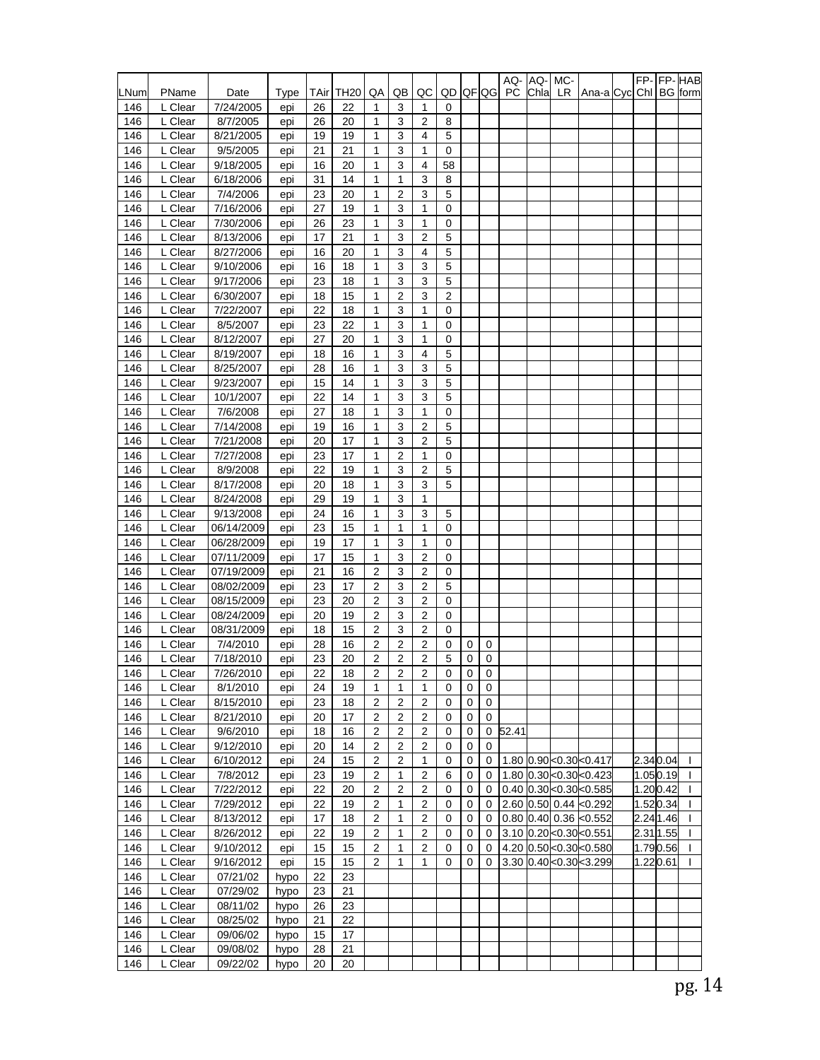| LNum | PName | Date | Type | TAir | TH20 | QA | QB | QC | QD | QF | QG | AQ-PC | AQ-Chla | MC-LR | Ana-a | Cyc | FP-Chl | FP-BG | HAB form |
|---|---|---|---|---|---|---|---|---|---|---|---|---|---|---|---|---|---|---|---|
| 146 | L Clear | 7/24/2005 | epi | 26 | 22 | 1 | 3 | 1 | 0 | | | | | | | | | | |
| 146 | L Clear | 8/7/2005 | epi | 26 | 20 | 1 | 3 | 2 | 8 | | | | | | | | | | |
| 146 | L Clear | 8/21/2005 | epi | 19 | 19 | 1 | 3 | 4 | 5 | | | | | | | | | | |
| 146 | L Clear | 9/5/2005 | epi | 21 | 21 | 1 | 3 | 1 | 0 | | | | | | | | | | |
| 146 | L Clear | 9/18/2005 | epi | 16 | 20 | 1 | 3 | 4 | 58 | | | | | | | | | | |
| 146 | L Clear | 6/18/2006 | epi | 31 | 14 | 1 | 1 | 3 | 8 | | | | | | | | | | |
| 146 | L Clear | 7/4/2006 | epi | 23 | 20 | 1 | 2 | 3 | 5 | | | | | | | | | | |
| 146 | L Clear | 7/16/2006 | epi | 27 | 19 | 1 | 3 | 1 | 0 | | | | | | | | | | |
| 146 | L Clear | 7/30/2006 | epi | 26 | 23 | 1 | 3 | 1 | 0 | | | | | | | | | | |
| 146 | L Clear | 8/13/2006 | epi | 17 | 21 | 1 | 3 | 2 | 5 | | | | | | | | | | |
| 146 | L Clear | 8/27/2006 | epi | 16 | 20 | 1 | 3 | 4 | 5 | | | | | | | | | | |
| 146 | L Clear | 9/10/2006 | epi | 16 | 18 | 1 | 3 | 3 | 5 | | | | | | | | | | |
| 146 | L Clear | 9/17/2006 | epi | 23 | 18 | 1 | 3 | 3 | 5 | | | | | | | | | | |
| 146 | L Clear | 6/30/2007 | epi | 18 | 15 | 1 | 2 | 3 | 2 | | | | | | | | | | |
| 146 | L Clear | 7/22/2007 | epi | 22 | 18 | 1 | 3 | 1 | 0 | | | | | | | | | | |
| 146 | L Clear | 8/5/2007 | epi | 23 | 22 | 1 | 3 | 1 | 0 | | | | | | | | | | |
| 146 | L Clear | 8/12/2007 | epi | 27 | 20 | 1 | 3 | 1 | 0 | | | | | | | | | | |
| 146 | L Clear | 8/19/2007 | epi | 18 | 16 | 1 | 3 | 4 | 5 | | | | | | | | | | |
| 146 | L Clear | 8/25/2007 | epi | 28 | 16 | 1 | 3 | 3 | 5 | | | | | | | | | | |
| 146 | L Clear | 9/23/2007 | epi | 15 | 14 | 1 | 3 | 3 | 5 | | | | | | | | | | |
| 146 | L Clear | 10/1/2007 | epi | 22 | 14 | 1 | 3 | 3 | 5 | | | | | | | | | | |
| 146 | L Clear | 7/6/2008 | epi | 27 | 18 | 1 | 3 | 1 | 0 | | | | | | | | | | |
| 146 | L Clear | 7/14/2008 | epi | 19 | 16 | 1 | 3 | 2 | 5 | | | | | | | | | | |
| 146 | L Clear | 7/21/2008 | epi | 20 | 17 | 1 | 3 | 2 | 5 | | | | | | | | | | |
| 146 | L Clear | 7/27/2008 | epi | 23 | 17 | 1 | 2 | 1 | 0 | | | | | | | | | | |
| 146 | L Clear | 8/9/2008 | epi | 22 | 19 | 1 | 3 | 2 | 5 | | | | | | | | | | |
| 146 | L Clear | 8/17/2008 | epi | 20 | 18 | 1 | 3 | 3 | 5 | | | | | | | | | | |
| 146 | L Clear | 8/24/2008 | epi | 29 | 19 | 1 | 3 | 1 | | | | | | | | | | | |
| 146 | L Clear | 9/13/2008 | epi | 24 | 16 | 1 | 3 | 3 | 5 | | | | | | | | | | |
| 146 | L Clear | 06/14/2009 | epi | 23 | 15 | 1 | 1 | 1 | 0 | | | | | | | | | | |
| 146 | L Clear | 06/28/2009 | epi | 19 | 17 | 1 | 3 | 1 | 0 | | | | | | | | | | |
| 146 | L Clear | 07/11/2009 | epi | 17 | 15 | 1 | 3 | 2 | 0 | | | | | | | | | | |
| 146 | L Clear | 07/19/2009 | epi | 21 | 16 | 2 | 3 | 2 | 0 | | | | | | | | | | |
| 146 | L Clear | 08/02/2009 | epi | 23 | 17 | 2 | 3 | 2 | 5 | | | | | | | | | | |
| 146 | L Clear | 08/15/2009 | epi | 23 | 20 | 2 | 3 | 2 | 0 | | | | | | | | | | |
| 146 | L Clear | 08/24/2009 | epi | 20 | 19 | 2 | 3 | 2 | 0 | | | | | | | | | | |
| 146 | L Clear | 08/31/2009 | epi | 18 | 15 | 2 | 3 | 2 | 0 | | | | | | | | | | |
| 146 | L Clear | 7/4/2010 | epi | 28 | 16 | 2 | 2 | 2 | 0 | 0 | 0 | | | | | | | | |
| 146 | L Clear | 7/18/2010 | epi | 23 | 20 | 2 | 2 | 2 | 5 | 0 | 0 | | | | | | | | |
| 146 | L Clear | 7/26/2010 | epi | 22 | 18 | 2 | 2 | 2 | 0 | 0 | 0 | | | | | | | | |
| 146 | L Clear | 8/1/2010 | epi | 24 | 19 | 1 | 1 | 1 | 0 | 0 | 0 | | | | | | | | |
| 146 | L Clear | 8/15/2010 | epi | 23 | 18 | 2 | 2 | 2 | 0 | 0 | 0 | | | | | | | | |
| 146 | L Clear | 8/21/2010 | epi | 20 | 17 | 2 | 2 | 2 | 0 | 0 | 0 | | | | | | | | |
| 146 | L Clear | 9/6/2010 | epi | 18 | 16 | 2 | 2 | 2 | 0 | 0 | 0 | 52.41 | | | | | | | |
| 146 | L Clear | 9/12/2010 | epi | 20 | 14 | 2 | 2 | 2 | 0 | 0 | 0 | | | | | | | | |
| 146 | L Clear | 6/10/2012 | epi | 24 | 15 | 2 | 2 | 1 | 0 | 0 | 0 | 1.80 | 0.90 | <0.30 | <0.417 | | 2.34 | 0.04 | I |
| 146 | L Clear | 7/8/2012 | epi | 23 | 19 | 2 | 1 | 2 | 6 | 0 | 0 | 1.80 | 0.30 | <0.30 | <0.423 | | 1.05 | 0.19 | I |
| 146 | L Clear | 7/22/2012 | epi | 22 | 20 | 2 | 2 | 2 | 0 | 0 | 0 | 0.40 | 0.30 | <0.30 | <0.585 | | 1.20 | 0.42 | I |
| 146 | L Clear | 7/29/2012 | epi | 22 | 19 | 2 | 1 | 2 | 0 | 0 | 0 | 2.60 | 0.50 | 0.44 | <0.292 | | 1.52 | 0.34 | I |
| 146 | L Clear | 8/13/2012 | epi | 17 | 18 | 2 | 1 | 2 | 0 | 0 | 0 | 0.80 | 0.40 | 0.36 | <0.552 | | 2.24 | 1.46 | I |
| 146 | L Clear | 8/26/2012 | epi | 22 | 19 | 2 | 1 | 2 | 0 | 0 | 0 | 3.10 | 0.20 | <0.30 | <0.551 | | 2.31 | 1.55 | I |
| 146 | L Clear | 9/10/2012 | epi | 15 | 15 | 2 | 1 | 2 | 0 | 0 | 0 | 4.20 | 0.50 | <0.30 | <0.580 | | 1.79 | 0.56 | I |
| 146 | L Clear | 9/16/2012 | epi | 15 | 15 | 2 | 1 | 1 | 0 | 0 | 0 | 3.30 | 0.40 | <0.30 | <3.299 | | 1.22 | 0.61 | I |
| 146 | L Clear | 07/21/02 | hypo | 22 | 23 | | | | | | | | | | | | | | |
| 146 | L Clear | 07/29/02 | hypo | 23 | 21 | | | | | | | | | | | | | | |
| 146 | L Clear | 08/11/02 | hypo | 26 | 23 | | | | | | | | | | | | | | |
| 146 | L Clear | 08/25/02 | hypo | 21 | 22 | | | | | | | | | | | | | | |
| 146 | L Clear | 09/06/02 | hypo | 15 | 17 | | | | | | | | | | | | | | |
| 146 | L Clear | 09/08/02 | hypo | 28 | 21 | | | | | | | | | | | | | | |
| 146 | L Clear | 09/22/02 | hypo | 20 | 20 | | | | | | | | | | | | | | |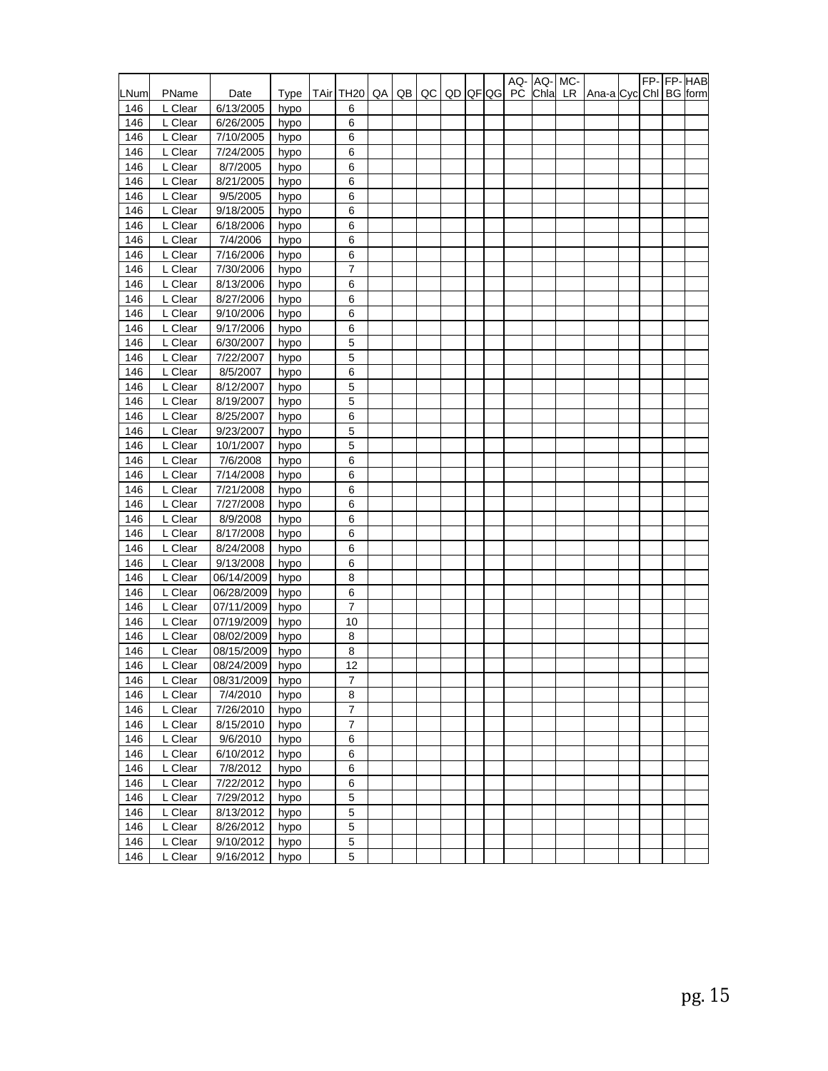| LNum | PName | Date | Type | TAir | TH20 | QA | QB | QC | QD | QF | QG | AQ-PC | AQ-Chla | MC-LR | Ana-a | Cyc | FP-Chl | FP-BG | HAB form |
|---|---|---|---|---|---|---|---|---|---|---|---|---|---|---|---|---|---|---|---|
| 146 | L Clear | 6/13/2005 | hypo | | 6 | | | | | | | | | | | | | | |
| 146 | L Clear | 6/26/2005 | hypo | | 6 | | | | | | | | | | | | | | |
| 146 | L Clear | 7/10/2005 | hypo | | 6 | | | | | | | | | | | | | | |
| 146 | L Clear | 7/24/2005 | hypo | | 6 | | | | | | | | | | | | | | |
| 146 | L Clear | 8/7/2005 | hypo | | 6 | | | | | | | | | | | | | | |
| 146 | L Clear | 8/21/2005 | hypo | | 6 | | | | | | | | | | | | | | |
| 146 | L Clear | 9/5/2005 | hypo | | 6 | | | | | | | | | | | | | | |
| 146 | L Clear | 9/18/2005 | hypo | | 6 | | | | | | | | | | | | | | |
| 146 | L Clear | 6/18/2006 | hypo | | 6 | | | | | | | | | | | | | | |
| 146 | L Clear | 7/4/2006 | hypo | | 6 | | | | | | | | | | | | | | |
| 146 | L Clear | 7/16/2006 | hypo | | 6 | | | | | | | | | | | | | | |
| 146 | L Clear | 7/30/2006 | hypo | | 7 | | | | | | | | | | | | | | |
| 146 | L Clear | 8/13/2006 | hypo | | 6 | | | | | | | | | | | | | | |
| 146 | L Clear | 8/27/2006 | hypo | | 6 | | | | | | | | | | | | | | |
| 146 | L Clear | 9/10/2006 | hypo | | 6 | | | | | | | | | | | | | | |
| 146 | L Clear | 9/17/2006 | hypo | | 6 | | | | | | | | | | | | | | |
| 146 | L Clear | 6/30/2007 | hypo | | 5 | | | | | | | | | | | | | | |
| 146 | L Clear | 7/22/2007 | hypo | | 5 | | | | | | | | | | | | | | |
| 146 | L Clear | 8/5/2007 | hypo | | 6 | | | | | | | | | | | | | | |
| 146 | L Clear | 8/12/2007 | hypo | | 5 | | | | | | | | | | | | | | |
| 146 | L Clear | 8/19/2007 | hypo | | 5 | | | | | | | | | | | | | | |
| 146 | L Clear | 8/25/2007 | hypo | | 6 | | | | | | | | | | | | | | |
| 146 | L Clear | 9/23/2007 | hypo | | 5 | | | | | | | | | | | | | | |
| 146 | L Clear | 10/1/2007 | hypo | | 5 | | | | | | | | | | | | | | |
| 146 | L Clear | 7/6/2008 | hypo | | 6 | | | | | | | | | | | | | | |
| 146 | L Clear | 7/14/2008 | hypo | | 6 | | | | | | | | | | | | | | |
| 146 | L Clear | 7/21/2008 | hypo | | 6 | | | | | | | | | | | | | | |
| 146 | L Clear | 7/27/2008 | hypo | | 6 | | | | | | | | | | | | | | |
| 146 | L Clear | 8/9/2008 | hypo | | 6 | | | | | | | | | | | | | | |
| 146 | L Clear | 8/17/2008 | hypo | | 6 | | | | | | | | | | | | | | |
| 146 | L Clear | 8/24/2008 | hypo | | 6 | | | | | | | | | | | | | | |
| 146 | L Clear | 9/13/2008 | hypo | | 6 | | | | | | | | | | | | | | |
| 146 | L Clear | 06/14/2009 | hypo | | 8 | | | | | | | | | | | | | | |
| 146 | L Clear | 06/28/2009 | hypo | | 6 | | | | | | | | | | | | | | |
| 146 | L Clear | 07/11/2009 | hypo | | 7 | | | | | | | | | | | | | | |
| 146 | L Clear | 07/19/2009 | hypo | | 10 | | | | | | | | | | | | | | |
| 146 | L Clear | 08/02/2009 | hypo | | 8 | | | | | | | | | | | | | | |
| 146 | L Clear | 08/15/2009 | hypo | | 8 | | | | | | | | | | | | | | |
| 146 | L Clear | 08/24/2009 | hypo | | 12 | | | | | | | | | | | | | | |
| 146 | L Clear | 08/31/2009 | hypo | | 7 | | | | | | | | | | | | | | |
| 146 | L Clear | 7/4/2010 | hypo | | 8 | | | | | | | | | | | | | | |
| 146 | L Clear | 7/26/2010 | hypo | | 7 | | | | | | | | | | | | | | |
| 146 | L Clear | 8/15/2010 | hypo | | 7 | | | | | | | | | | | | | | |
| 146 | L Clear | 9/6/2010 | hypo | | 6 | | | | | | | | | | | | | | |
| 146 | L Clear | 6/10/2012 | hypo | | 6 | | | | | | | | | | | | | | |
| 146 | L Clear | 7/8/2012 | hypo | | 6 | | | | | | | | | | | | | | |
| 146 | L Clear | 7/22/2012 | hypo | | 6 | | | | | | | | | | | | | | |
| 146 | L Clear | 7/29/2012 | hypo | | 5 | | | | | | | | | | | | | | |
| 146 | L Clear | 8/13/2012 | hypo | | 5 | | | | | | | | | | | | | | |
| 146 | L Clear | 8/26/2012 | hypo | | 5 | | | | | | | | | | | | | | |
| 146 | L Clear | 9/10/2012 | hypo | | 5 | | | | | | | | | | | | | | |
| 146 | L Clear | 9/16/2012 | hypo | | 5 | | | | | | | | | | | | | | |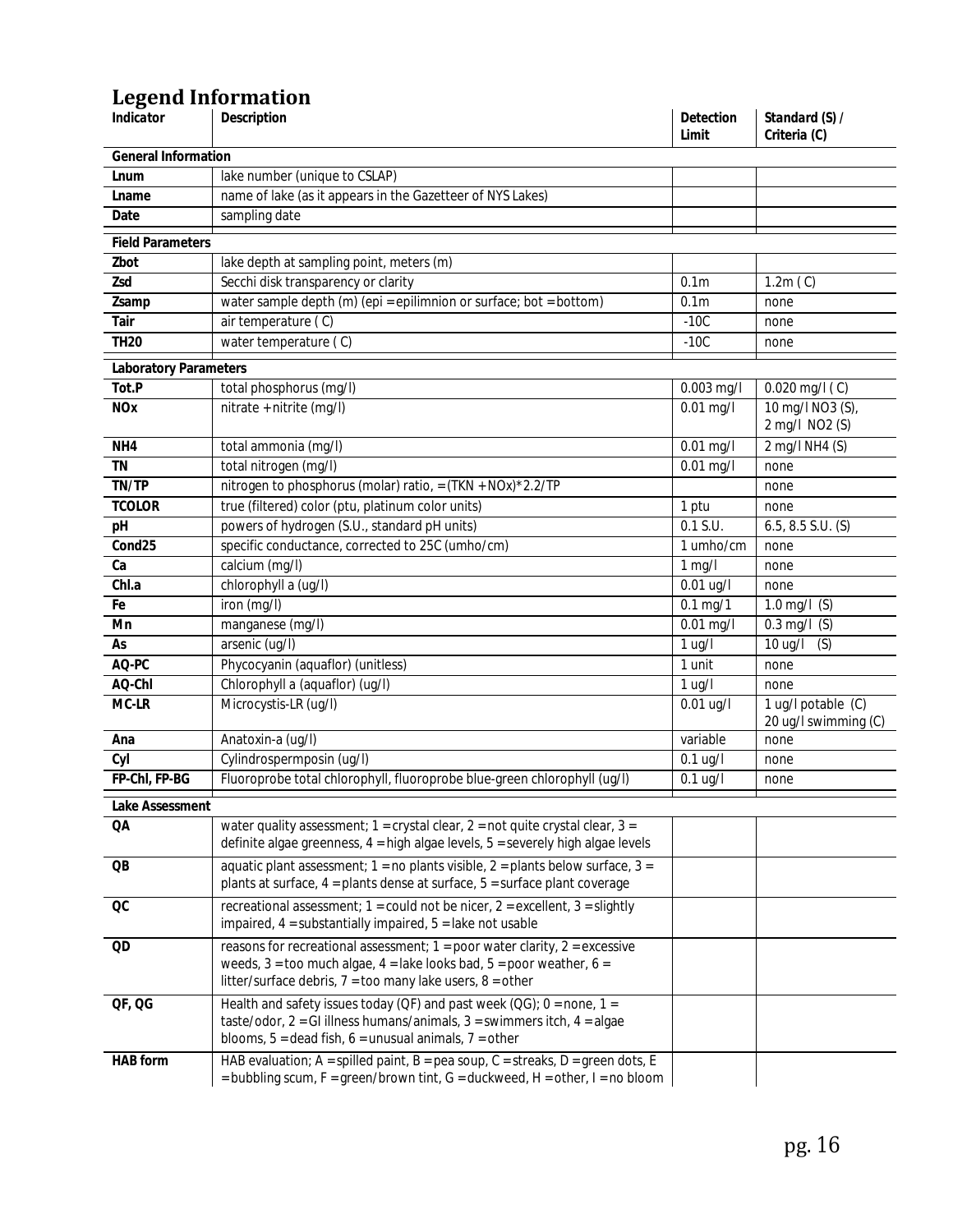## Legend Information

| Indicator | Description | Detection Limit | Standard (S) / Criteria (C) |
|---|---|---|---|
| **General Information** | | | |
| **Lnum** | lake number (unique to CSLAP) | | |
| **Lname** | name of lake (as it appears in the Gazetteer of NYS Lakes) | | |
| **Date** | sampling date | | |
| **Field Parameters** | | | |
| **Zbot** | lake depth at sampling point, meters (m) | | |
| **Zsd** | Secchi disk transparency or clarity | 0.1m | 1.2m ( C) |
| **Zsamp** | water sample depth (m) (epi = epilimnion or surface; bot = bottom) | 0.1m | none |
| **Tair** | air temperature ( C) | -10C | none |
| **TH20** | water temperature ( C) | -10C | none |
| **Laboratory Parameters** | | | |
| **Tot.P** | total phosphorus (mg/l) | 0.003 mg/l | 0.020 mg/l ( C) |
| **NOx** | nitrate + nitrite (mg/l) | 0.01 mg/l | 10 mg/l $NO_3$ (S), 2 mg/l $NO_2$ (S) |
| **NH4** | total ammonia (mg/l) | 0.01 mg/l | 2 mg/l $NH_4$ (S) |
| **TN** | total nitrogen (mg/l) | 0.01 mg/l | none |
| **TN/TP** | nitrogen to phosphorus (molar) ratio, = (TKN + NOx)*2.2/TP | | none |
| **TCOLOR** | true (filtered) color (ptu, platinum color units) | 1 ptu | none |
| **pH** | powers of hydrogen (S.U., standard pH units) | 0.1 S.U. | 6.5, 8.5 S.U. (S) |
| **Cond25** | specific conductance, corrected to 25C (umho/cm) | 1 umho/cm | none |
| **Ca** | calcium (mg/l) | 1 mg/l | none |
| **Chl.a** | chlorophyll a (ug/l) | 0.01 ug/l | none |
| **Fe** | iron (mg/l) | 0.1 mg/1 | 1.0 mg/l (S) |
| **Mn** | manganese (mg/l) | 0.01 mg/l | 0.3 mg/l (S) |
| **As** | arsenic (ug/l) | 1 ug/l | 10 ug/l (S) |
| **AQ-PC** | Phycocyanin (aquaflor) (unitless) | 1 unit | none |
| **AQ-Chl** | Chlorophyll a (aquaflor) (ug/l) | 1 ug/l | none |
| **MC-LR** | Microcystis-LR (ug/l) | 0.01 ug/l | 1 ug/l potable (C) 20 ug/l swimming (C) |
| **Ana** | Anatoxin-a (ug/l) | variable | none |
| **Cyl** | Cylindrospermposin (ug/l) | 0.1 ug/l | none |
| **FP-Chl, FP-BG** | Fluoroprobe total chlorophyll, fluoroprobe blue-green chlorophyll (ug/l) | 0.1 ug/l | none |
| **Lake Assessment** | | | |
| **QA** | water quality assessment; 1 = crystal clear, 2 = not quite crystal clear, 3 = definite algae greenness, 4 = high algae levels, 5 = severely high algae levels | | |
| **QB** | aquatic plant assessment; 1 = no plants visible, 2 = plants below surface, 3 = plants at surface, 4 = plants dense at surface, 5 = surface plant coverage | | |
| **QC** | recreational assessment; 1 = could not be nicer, 2 = excellent, 3 = slightly impaired, 4 = substantially impaired, 5 = lake not usable | | |
| **QD** | reasons for recreational assessment; 1 = poor water clarity, 2 = excessive weeds, 3 = too much algae, 4 = lake looks bad, 5 = poor weather, 6 = litter/surface debris, 7 = too many lake users, 8 = other | | |
| **QF, QG** | Health and safety issues today (QF) and past week (QG); 0 = none, 1 = taste/odor, 2 = GI illness humans/animals, 3 = swimmers itch, 4 = algae blooms, 5 = dead fish, 6 = unusual animals, 7 = other | | |
| **HAB form** | HAB evaluation; A = spilled paint, B = pea soup, C = streaks, D = green dots, E = bubbling scum, F = green/brown tint, G = duckweed, H = other, I = no bloom | | |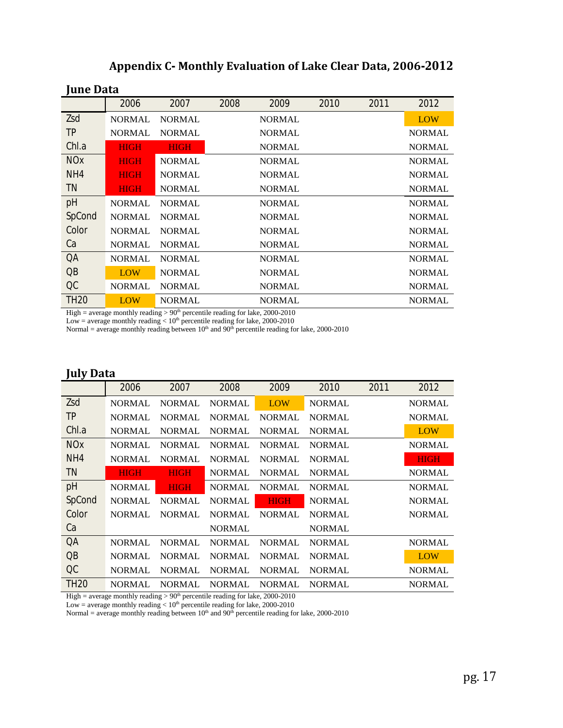# Appendix C- Monthly Evaluation of Lake Clear Data, 2006-2012

## June Data

| | 2006 | 2007 | 2008 | 2009 | 2010 | 2011 | 2012 |
|---|---|---|---|---|---|---|---|
| Zsd | NORMAL | NORMAL | | NORMAL | | | LOW |
| TP | NORMAL | NORMAL | | NORMAL | | | NORMAL |
| Chl.a | HIGH | HIGH | | NORMAL | | | NORMAL |
| NOx | HIGH | NORMAL | | NORMAL | | | NORMAL |
| NH4 | HIGH | NORMAL | | NORMAL | | | NORMAL |
| TN | HIGH | NORMAL | | NORMAL | | | NORMAL |
| pH | NORMAL | NORMAL | | NORMAL | | | NORMAL |
| SpCond | NORMAL | NORMAL | | NORMAL | | | NORMAL |
| Color | NORMAL | NORMAL | | NORMAL | | | NORMAL |
| Ca | NORMAL | NORMAL | | NORMAL | | | NORMAL |
| QA | NORMAL | NORMAL | | NORMAL | | | NORMAL |
| QB | LOW | NORMAL | | NORMAL | | | NORMAL |
| QC | NORMAL | NORMAL | | NORMAL | | | NORMAL |
| TH20 | LOW | NORMAL | | NORMAL | | | NORMAL |

High = average monthly reading > 90th percentile reading for lake, 2000-2010
Low = average monthly reading < 10th percentile reading for lake, 2000-2010
Normal = average monthly reading between 10th and 90th percentile reading for lake, 2000-2010

## July Data

| | 2006 | 2007 | 2008 | 2009 | 2010 | 2011 | 2012 |
|---|---|---|---|---|---|---|---|
| Zsd | NORMAL | NORMAL | NORMAL | LOW | NORMAL | | NORMAL |
| TP | NORMAL | NORMAL | NORMAL | NORMAL | NORMAL | | NORMAL |
| Chl.a | NORMAL | NORMAL | NORMAL | NORMAL | NORMAL | | LOW |
| NOx | NORMAL | NORMAL | NORMAL | NORMAL | NORMAL | | NORMAL |
| NH4 | NORMAL | NORMAL | NORMAL | NORMAL | NORMAL | | HIGH |
| TN | HIGH | HIGH | NORMAL | NORMAL | NORMAL | | NORMAL |
| pH | NORMAL | HIGH | NORMAL | NORMAL | NORMAL | | NORMAL |
| SpCond | NORMAL | NORMAL | NORMAL | HIGH | NORMAL | | NORMAL |
| Color | NORMAL | NORMAL | NORMAL | NORMAL | NORMAL | | NORMAL |
| Ca | | | NORMAL | | NORMAL | | |
| QA | NORMAL | NORMAL | NORMAL | NORMAL | NORMAL | | NORMAL |
| QB | NORMAL | NORMAL | NORMAL | NORMAL | NORMAL | | LOW |
| QC | NORMAL | NORMAL | NORMAL | NORMAL | NORMAL | | NORMAL |
| TH20 | NORMAL | NORMAL | NORMAL | NORMAL | NORMAL | | NORMAL |

High = average monthly reading > 90th percentile reading for lake, 2000-2010
Low = average monthly reading < 10th percentile reading for lake, 2000-2010
Normal = average monthly reading between 10th and 90th percentile reading for lake, 2000-2010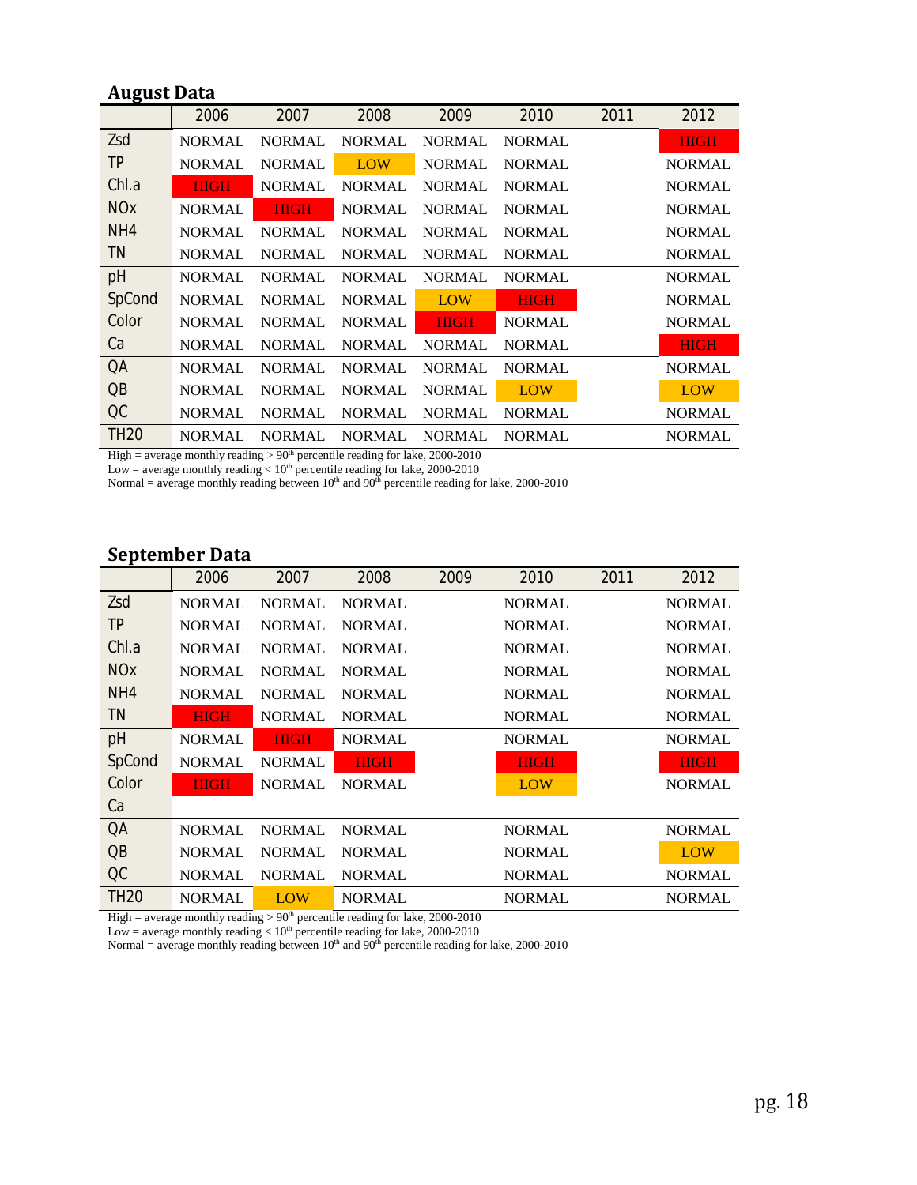## August Data

| | 2006 | 2007 | 2008 | 2009 | 2010 | 2011 | 2012 |
|---|---|---|---|---|---|---|---|
| Zsd | NORMAL | NORMAL | NORMAL | NORMAL | NORMAL | | HIGH |
| TP | NORMAL | NORMAL | LOW | NORMAL | NORMAL | | NORMAL |
| Chl.a | HIGH | NORMAL | NORMAL | NORMAL | NORMAL | | NORMAL |
| NOx | NORMAL | HIGH | NORMAL | NORMAL | NORMAL | | NORMAL |
| NH4 | NORMAL | NORMAL | NORMAL | NORMAL | NORMAL | | NORMAL |
| TN | NORMAL | NORMAL | NORMAL | NORMAL | NORMAL | | NORMAL |
| pH | NORMAL | NORMAL | NORMAL | NORMAL | NORMAL | | NORMAL |
| SpCond | NORMAL | NORMAL | NORMAL | LOW | HIGH | | NORMAL |
| Color | NORMAL | NORMAL | NORMAL | HIGH | NORMAL | | NORMAL |
| Ca | NORMAL | NORMAL | NORMAL | NORMAL | NORMAL | | HIGH |
| QA | NORMAL | NORMAL | NORMAL | NORMAL | NORMAL | | NORMAL |
| QB | NORMAL | NORMAL | NORMAL | NORMAL | LOW | | LOW |
| QC | NORMAL | NORMAL | NORMAL | NORMAL | NORMAL | | NORMAL |
| TH20 | NORMAL | NORMAL | NORMAL | NORMAL | NORMAL | | NORMAL |

High = average monthly reading > 90th percentile reading for lake, 2000-2010
Low = average monthly reading < 10th percentile reading for lake, 2000-2010
Normal = average monthly reading between 10th and 90th percentile reading for lake, 2000-2010

## September Data

| | 2006 | 2007 | 2008 | 2009 | 2010 | 2011 | 2012 |
|---|---|---|---|---|---|---|---|
| Zsd | NORMAL | NORMAL | NORMAL | | NORMAL | | NORMAL |
| TP | NORMAL | NORMAL | NORMAL | | NORMAL | | NORMAL |
| Chl.a | NORMAL | NORMAL | NORMAL | | NORMAL | | NORMAL |
| NOx | NORMAL | NORMAL | NORMAL | | NORMAL | | NORMAL |
| NH4 | NORMAL | NORMAL | NORMAL | | NORMAL | | NORMAL |
| TN | HIGH | NORMAL | NORMAL | | NORMAL | | NORMAL |
| pH | NORMAL | HIGH | NORMAL | | NORMAL | | NORMAL |
| SpCond | NORMAL | NORMAL | HIGH | | HIGH | | HIGH |
| Color | HIGH | NORMAL | NORMAL | | LOW | | NORMAL |
| Ca | | | | | | | |
| QA | NORMAL | NORMAL | NORMAL | | NORMAL | | NORMAL |
| QB | NORMAL | NORMAL | NORMAL | | NORMAL | | LOW |
| QC | NORMAL | NORMAL | NORMAL | | NORMAL | | NORMAL |
| TH20 | NORMAL | LOW | NORMAL | | NORMAL | | NORMAL |

High = average monthly reading > 90th percentile reading for lake, 2000-2010
Low = average monthly reading < 10th percentile reading for lake, 2000-2010
Normal = average monthly reading between 10th and 90th percentile reading for lake, 2000-2010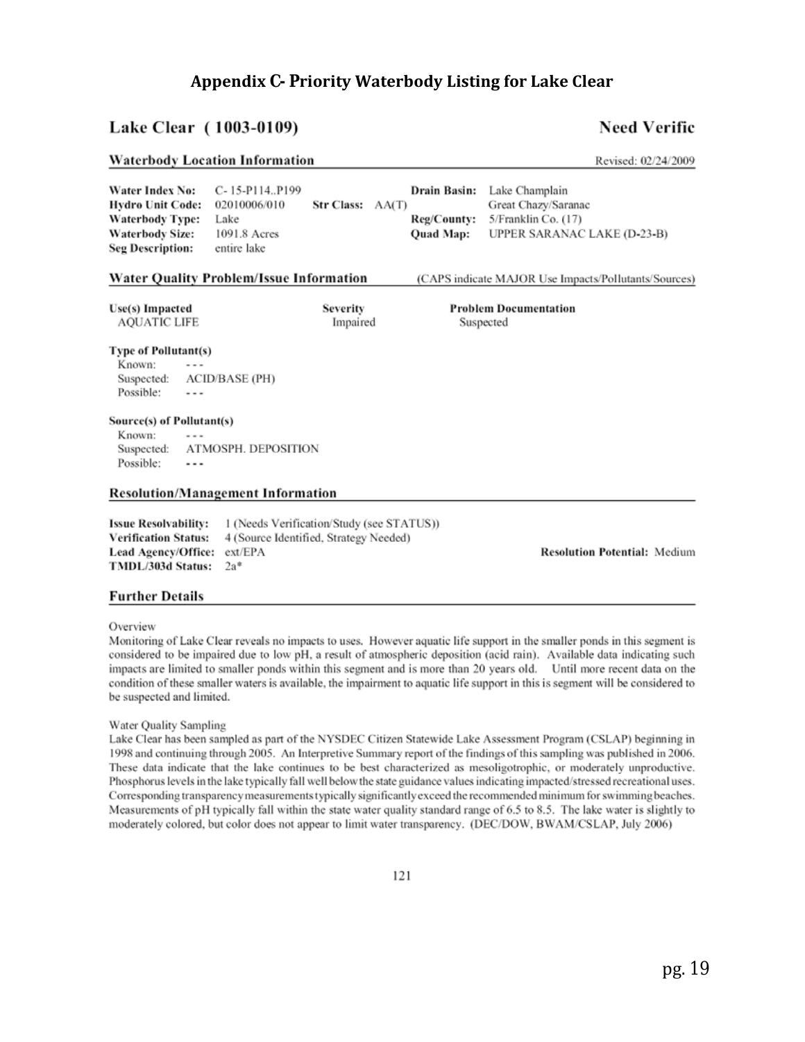# Appendix C- Priority Waterbody Listing for Lake Clear

## Lake Clear ( 1003-0109)

**Need Verific**

### Waterbody Location Information

Revised: 02/24/2009

| | | | | | |
|---|---|---|---|---|---|
| **Water Index No:** | C- 15-P114..P199 | | | **Drain Basin:** | Lake Champlain |
| **Hydro Unit Code:** | 02010006/010 | **Str Class:** | AA(T) | | Great Chazy/Saranac |
| **Waterbody Type:** | Lake | | | **Reg/County:** | 5/Franklin Co. (17) |
| **Waterbody Size:** | 1091.8 Acres | | | **Quad Map:** | UPPER SARANAC LAKE (D-23-B) |
| **Seg Description:** | entire lake | | | | |

### Water Quality Problem/Issue Information

(CAPS indicate MAJOR Use Impacts/Pollutants/Sources)

| Use(s) Impacted | Severity | Problem Documentation |
|---|---|---|
| AQUATIC LIFE | Impaired | Suspected |

**Type of Pollutant(s)**

Known: - - -
Suspected: ACID/BASE (PH)
Possible: - - -

**Source(s) of Pollutant(s)**

Known: - - -
Suspected: ATMOSPH. DEPOSITION
Possible: - - -

### Resolution/Management Information

**Issue Resolvability:** 1 (Needs Verification/Study (see STATUS))
**Verification Status:** 4 (Source Identified, Strategy Needed)
**Lead Agency/Office:** ext/EPA
**TMDL/303d Status:** 2a*

**Resolution Potential:** Medium

### Further Details

Overview

Monitoring of Lake Clear reveals no impacts to uses. However aquatic life support in the smaller ponds in this segment is considered to be impaired due to low pH, a result of atmospheric deposition (acid rain). Available data indicating such impacts are limited to smaller ponds within this segment and is more than 20 years old. Until more recent data on the condition of these smaller waters is available, the impairment to aquatic life support in this is segment will be considered to be suspected and limited.

Water Quality Sampling

Lake Clear has been sampled as part of the NYSDEC Citizen Statewide Lake Assessment Program (CSLAP) beginning in 1998 and continuing through 2005. An Interpretive Summary report of the findings of this sampling was published in 2006. These data indicate that the lake continues to be best characterized as mesoligotrophic, or moderately unproductive. Phosphorus levels in the lake typically fall well below the state guidance values indicating impacted/stressed recreational uses. Corresponding transparency measurements typically significantly exceed the recommended minimum for swimming beaches. Measurements of pH typically fall within the state water quality standard range of 6.5 to 8.5. The lake water is slightly to moderately colored, but color does not appear to limit water transparency. (DEC/DOW, BWAM/CSLAP, July 2006)

121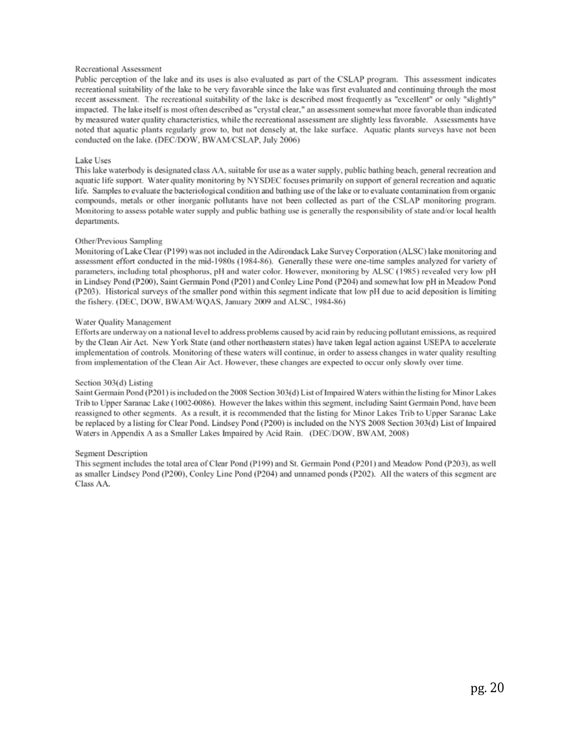### Recreational Assessment

Public perception of the lake and its uses is also evaluated as part of the CSLAP program. This assessment indicates recreational suitability of the lake to be very favorable since the lake was first evaluated and continuing through the most recent assessment. The recreational suitability of the lake is described most frequently as "excellent" or only "slightly" impacted. The lake itself is most often described as "crystal clear," an assessment somewhat more favorable than indicated by measured water quality characteristics, while the recreational assessment are slightly less favorable. Assessments have noted that aquatic plants regularly grow to, but not densely at, the lake surface. Aquatic plants surveys have not been conducted on the lake. (DEC/DOW, BWAM/CSLAP, July 2006)

### Lake Uses

This lake waterbody is designated class AA, suitable for use as a water supply, public bathing beach, general recreation and aquatic life support. Water quality monitoring by NYSDEC focuses primarily on support of general recreation and aquatic life. Samples to evaluate the bacteriological condition and bathing use of the lake or to evaluate contamination from organic compounds, metals or other inorganic pollutants have not been collected as part of the CSLAP monitoring program. Monitoring to assess potable water supply and public bathing use is generally the responsibility of state and/or local health departments.

### Other/Previous Sampling

Monitoring of Lake Clear (P199) was not included in the Adirondack Lake Survey Corporation (ALSC) lake monitoring and assessment effort conducted in the mid-1980s (1984-86). Generally these were one-time samples analyzed for variety of parameters, including total phosphorus, pH and water color. However, monitoring by ALSC (1985) revealed very low pH in Lindsey Pond (P200), Saint Germain Pond (P201) and Conley Line Pond (P204) and somewhat low pH in Meadow Pond (P203). Historical surveys of the smaller pond within this segment indicate that low pH due to acid deposition is limiting the fishery. (DEC, DOW, BWAM/WQAS, January 2009 and ALSC, 1984-86)

### Water Quality Management

Efforts are underway on a national level to address problems caused by acid rain by reducing pollutant emissions, as required by the Clean Air Act. New York State (and other northeastern states) have taken legal action against USEPA to accelerate implementation of controls. Monitoring of these waters will continue, in order to assess changes in water quality resulting from implementation of the Clean Air Act. However, these changes are expected to occur only slowly over time.

### Section 303(d) Listing

Saint Germain Pond (P201) is included on the 2008 Section 303(d) List of Impaired Waters within the listing for Minor Lakes Trib to Upper Saranac Lake (1002-0086). However the lakes within this segment, including Saint Germain Pond, have been reassigned to other segments. As a result, it is recommended that the listing for Minor Lakes Trib to Upper Saranac Lake be replaced by a listing for Clear Pond. Lindsey Pond (P200) is included on the NYS 2008 Section 303(d) List of Impaired Waters in Appendix A as a Smaller Lakes Impaired by Acid Rain. (DEC/DOW, BWAM, 2008)

### Segment Description

This segment includes the total area of Clear Pond (P199) and St. Germain Pond (P201) and Meadow Pond (P203), as well as smaller Lindsey Pond (P200), Conley Line Pond (P204) and unnamed ponds (P202). All the waters of this segment are Class AA.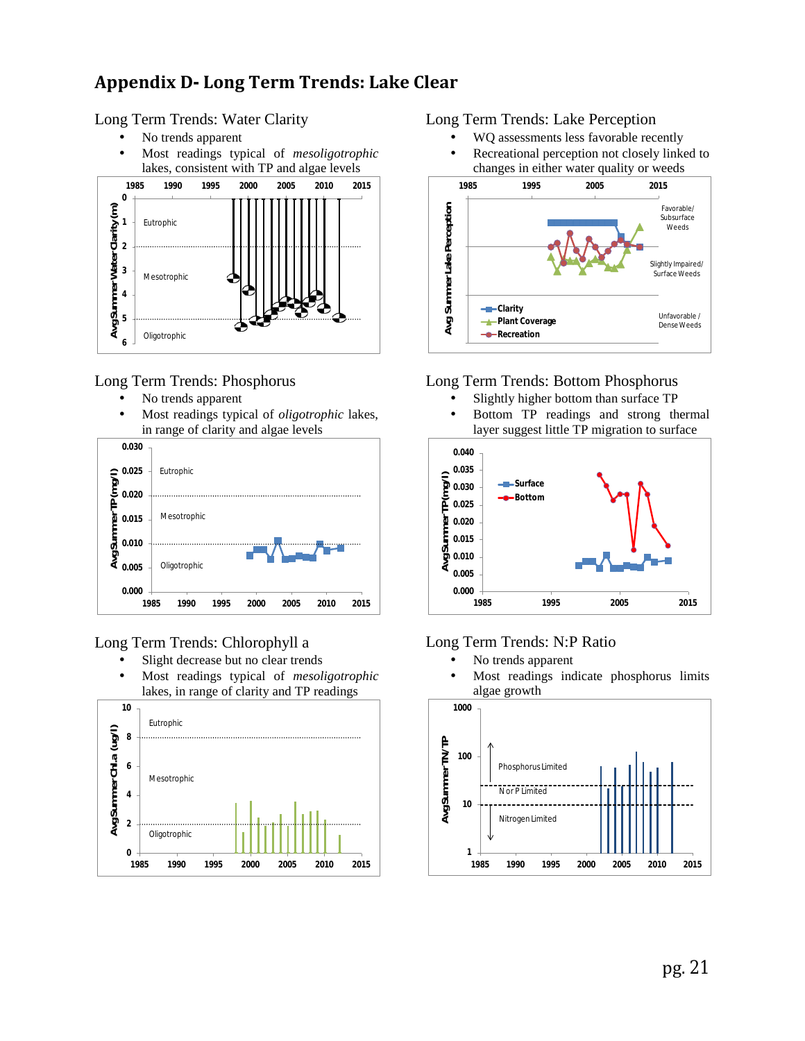# Appendix D- Long Term Trends: Lake Clear

## Long Term Trends: Water Clarity

- No trends apparent
- Most readings typical of *mesoligotrophic* lakes, consistent with TP and algae levels

## Long Term Trends: Lake Perception

- WQ assessments less favorable recently
- Recreational perception not closely linked to changes in either water quality or weeds

## Long Term Trends: Phosphorus

- No trends apparent
- Most readings typical of *oligotrophic* lakes, in range of clarity and algae levels

## Long Term Trends: Bottom Phosphorus

- Slightly higher bottom than surface TP
- Bottom TP readings and strong thermal layer suggest little TP migration to surface

## Long Term Trends: Chlorophyll a

- Slight decrease but no clear trends
- Most readings typical of *mesoligotrophic* lakes, in range of clarity and TP readings

## Long Term Trends: N:P Ratio

- No trends apparent
- Most readings indicate phosphorus limits algae growth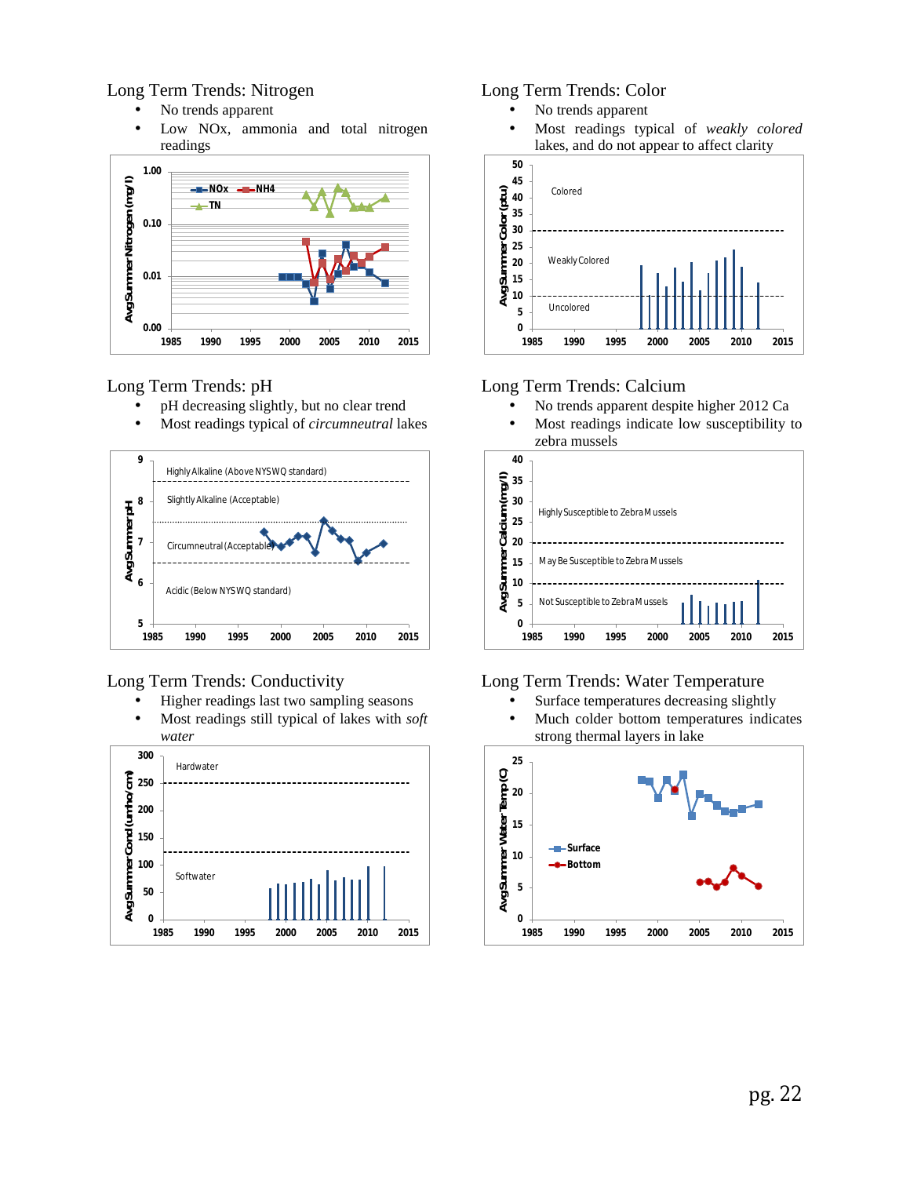## Long Term Trends: Nitrogen

- No trends apparent
- Low NOx, ammonia and total nitrogen readings

Avg Summer Nitrogen (mg/l)
1.00
0.10
0.01
0.00
1985 1990 1995 2000 2005 2010 2015
NOx NH4 TN

## Long Term Trends: Color

- No trends apparent
- Most readings typical of *weakly colored* lakes, and do not appear to affect clarity

Avg Summer Color (ptu)
50 45 40 35 30 25 20 15 10 5 0
Colored
Weakly Colored
Uncolored
1985 1990 1995 2000 2005 2010 2015

## Long Term Trends: pH

- pH decreasing slightly, but no clear trend
- Most readings typical of *circumneutral* lakes

Avg Summer pH
9 8 7 6 5
Highly Alkaline (Above NYS WQ standard)
Slightly Alkaline (Acceptable)
Circumneutral (Acceptable)
Acidic (Below NYS WQ standard)
1985 1990 1995 2000 2005 2010 2015

## Long Term Trends: Calcium

- No trends apparent despite higher 2012 Ca
- Most readings indicate low susceptibility to zebra mussels

Avg Summer Calcium (mg/l)
40 35 30 25 20 15 10 5 0
Highly Susceptible to Zebra Mussels
May Be Susceptible to Zebra Mussels
Not Susceptible to Zebra Mussels
1985 1990 1995 2000 2005 2010 2015

## Long Term Trends: Conductivity

- Higher readings last two sampling seasons
- Most readings still typical of lakes with *soft water*

Avg Summer Cond (umho/cm)
300 250 200 150 100 50 0
Hardwater
Softwater
1985 1990 1995 2000 2005 2010 2015

## Long Term Trends: Water Temperature

- Surface temperatures decreasing slightly
- Much colder bottom temperatures indicates strong thermal layers in lake

Avg Summer Water Temp (C)
25 20 15 10 5 0
Surface
Bottom
1985 1990 1995 2000 2005 2010 2015